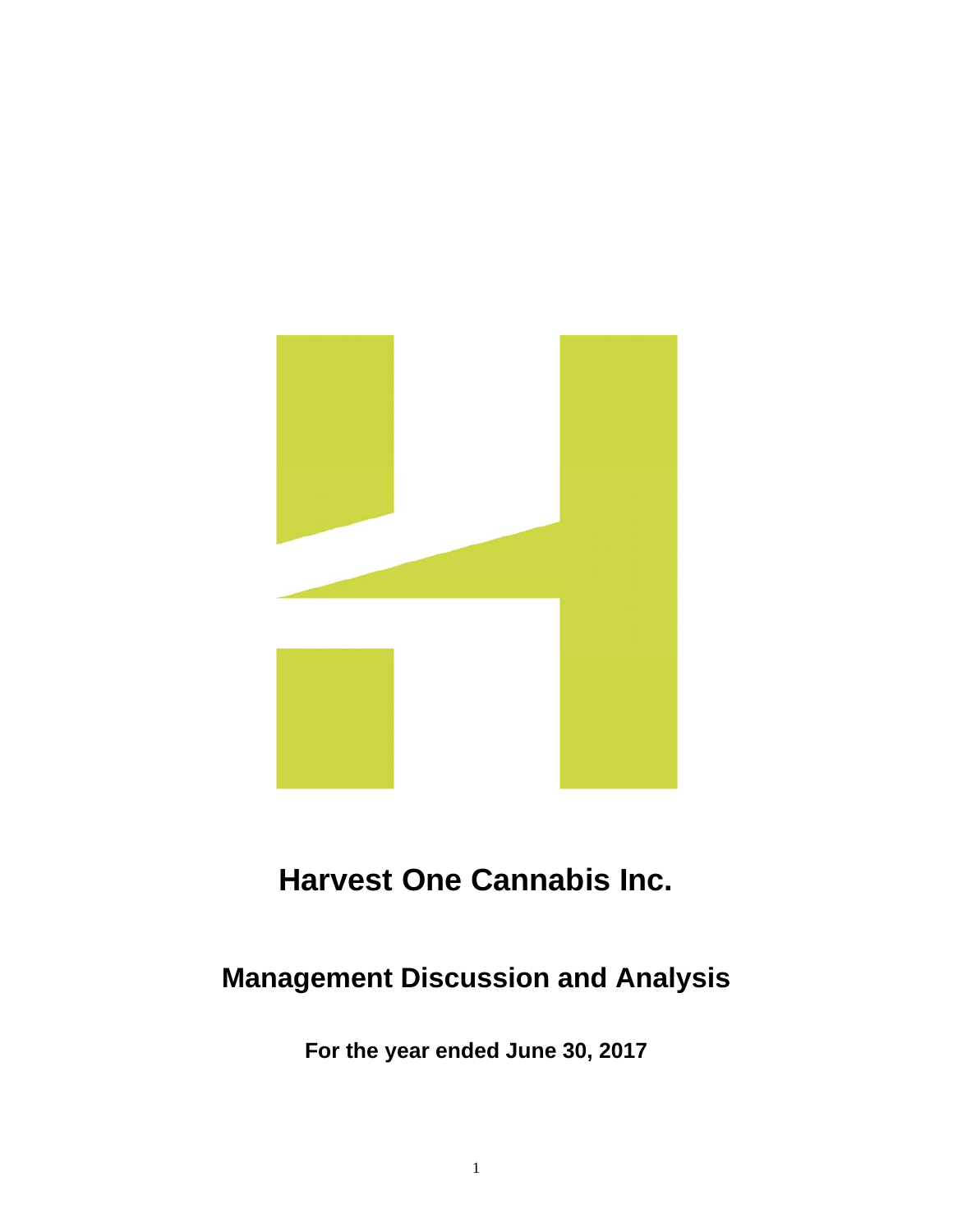# Harvest One Cannabis Inc.

## Management Discussion and Analysis

**For the year ended June 30, 2017**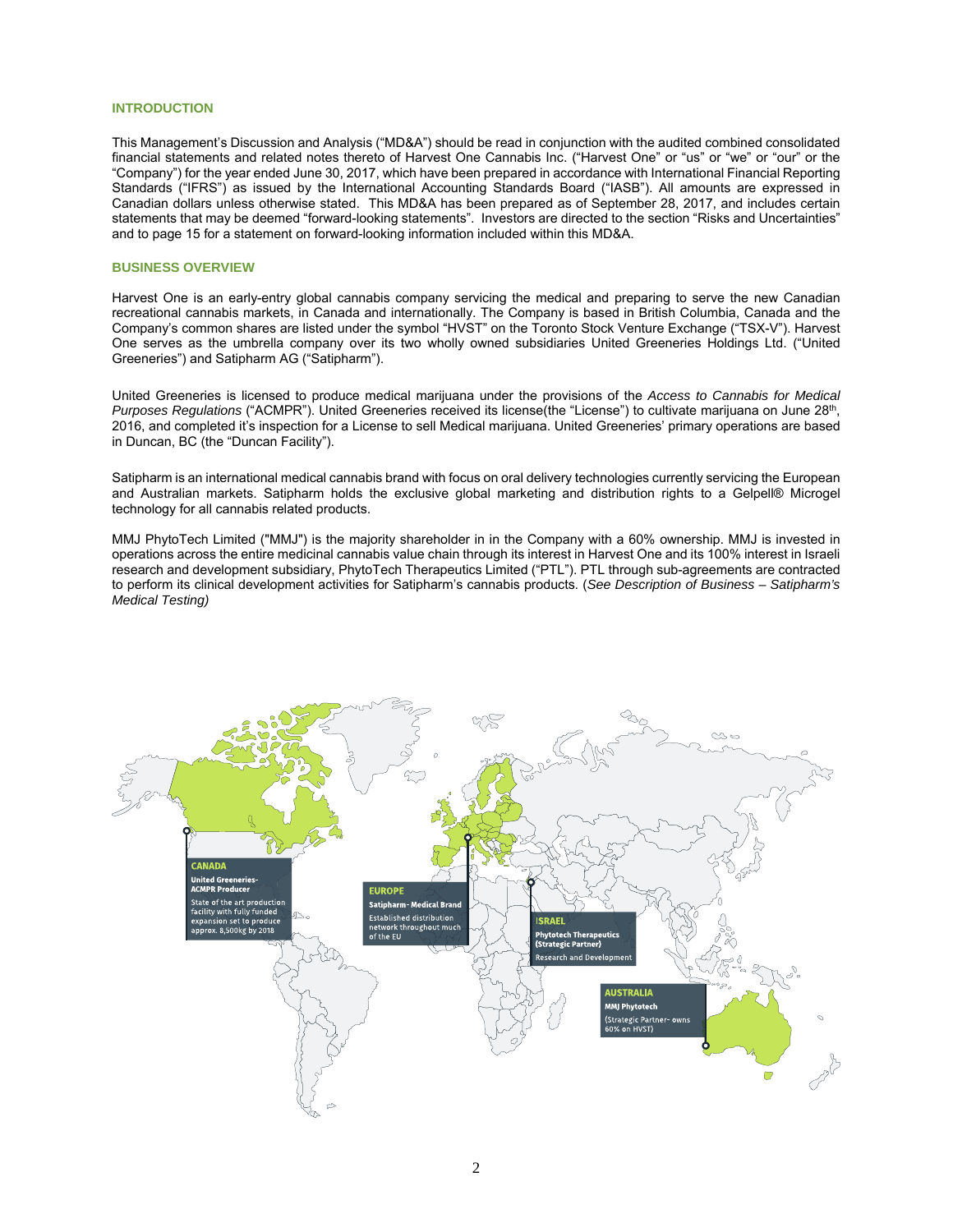## INTRODUCTION

This Management's Discussion and Analysis ("MD&A") should be read in conjunction with the audited combined consolidated financial statements and related notes thereto of Harvest One Cannabis Inc. ("Harvest One" or "us" or "we" or "our" or the "Company") for the year ended June 30, 2017, which have been prepared in accordance with International Financial Reporting Standards ("IFRS") as issued by the International Accounting Standards Board ("IASB"). All amounts are expressed in Canadian dollars unless otherwise stated. This MD&A has been prepared as of September 28, 2017, and includes certain statements that may be deemed "forward-looking statements". Investors are directed to the section "Risks and Uncertainties" and to page 15 for a statement on forward-looking information included within this MD&A.

## BUSINESS OVERVIEW

Harvest One is an early-entry global cannabis company servicing the medical and preparing to serve the new Canadian recreational cannabis markets, in Canada and internationally. The Company is based in British Columbia, Canada and the Company's common shares are listed under the symbol "HVST" on the Toronto Stock Venture Exchange ("TSX-V"). Harvest One serves as the umbrella company over its two wholly owned subsidiaries United Greeneries Holdings Ltd. ("United Greeneries") and Satipharm AG ("Satipharm").

United Greeneries is licensed to produce medical marijuana under the provisions of the *Access to Cannabis for Medical Purposes Regulations* ("ACMPR"). United Greeneries received its license(the "License") to cultivate marijuana on June 28th, 2016, and completed it's inspection for a License to sell Medical marijuana. United Greeneries' primary operations are based in Duncan, BC (the "Duncan Facility").

Satipharm is an international medical cannabis brand with focus on oral delivery technologies currently servicing the European and Australian markets. Satipharm holds the exclusive global marketing and distribution rights to a Gelpell® Microgel technology for all cannabis related products.

MMJ PhytoTech Limited ("MMJ") is the majority shareholder in in the Company with a 60% ownership. MMJ is invested in operations across the entire medicinal cannabis value chain through its interest in Harvest One and its 100% interest in Israeli research and development subsidiary, PhytoTech Therapeutics Limited ("PTL"). PTL through sub-agreements are contracted to perform its clinical development activities for Satipharm's cannabis products. (*See Description of Business – Satipharm's Medical Testing)*

**CANADA**
**United Greeneries- ACMPR Producer**
State of the art production facility with fully funded expansion set to produce approx. 8,500kg by 2018

**EUROPE**
**Satipharm- Medical Brand**
Established distribution network throughout much of the EU

**ISRAEL**
**Phytotech Therapeutics (Strategic Partner)**
Research and Development

**AUSTRALIA**
**MMJ Phytotech**
(Strategic Partner- owns 60% on HVST)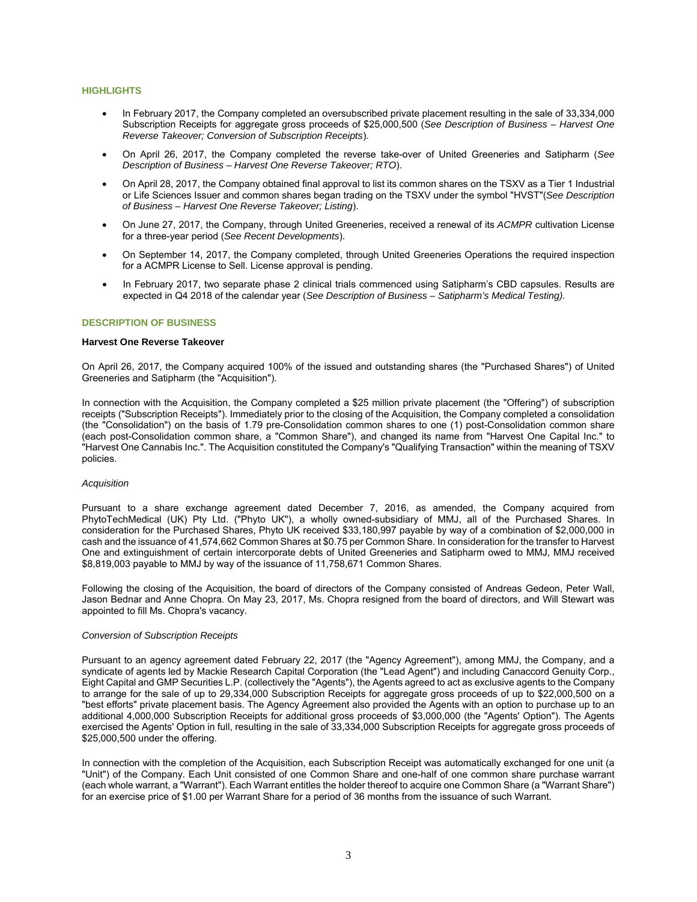## HIGHLIGHTS

- In February 2017, the Company completed an oversubscribed private placement resulting in the sale of 33,334,000 Subscription Receipts for aggregate gross proceeds of $25,000,500 (*See Description of Business – Harvest One Reverse Takeover; Conversion of Subscription Receipts*).
- On April 26, 2017, the Company completed the reverse take-over of United Greeneries and Satipharm (*See Description of Business – Harvest One Reverse Takeover; RTO*).
- On April 28, 2017, the Company obtained final approval to list its common shares on the TSXV as a Tier 1 Industrial or Life Sciences Issuer and common shares began trading on the TSXV under the symbol "HVST"(*See Description of Business – Harvest One Reverse Takeover; Listing*).
- On June 27, 2017, the Company, through United Greeneries, received a renewal of its *ACMPR* cultivation License for a three-year period (*See Recent Developments*).
- On September 14, 2017, the Company completed, through United Greeneries Operations the required inspection for a ACMPR License to Sell. License approval is pending.
- In February 2017, two separate phase 2 clinical trials commenced using Satipharm's CBD capsules. Results are expected in Q4 2018 of the calendar year (*See Description of Business – Satipharm's Medical Testing).*

## DESCRIPTION OF BUSINESS

### Harvest One Reverse Takeover

On April 26, 2017, the Company acquired 100% of the issued and outstanding shares (the "Purchased Shares") of United Greeneries and Satipharm (the "Acquisition").

In connection with the Acquisition, the Company completed a $25 million private placement (the "Offering") of subscription receipts ("Subscription Receipts"). Immediately prior to the closing of the Acquisition, the Company completed a consolidation (the "Consolidation") on the basis of 1.79 pre-Consolidation common shares to one (1) post-Consolidation common share (each post-Consolidation common share, a "Common Share"), and changed its name from "Harvest One Capital Inc." to "Harvest One Cannabis Inc.". The Acquisition constituted the Company's "Qualifying Transaction" within the meaning of TSXV policies.

*Acquisition*

Pursuant to a share exchange agreement dated December 7, 2016, as amended, the Company acquired from PhytoTechMedical (UK) Pty Ltd. ("Phyto UK"), a wholly owned-subsidiary of MMJ, all of the Purchased Shares. In consideration for the Purchased Shares, Phyto UK received $33,180,997 payable by way of a combination of $2,000,000 in cash and the issuance of 41,574,662 Common Shares at $0.75 per Common Share. In consideration for the transfer to Harvest One and extinguishment of certain intercorporate debts of United Greeneries and Satipharm owed to MMJ, MMJ received $8,819,003 payable to MMJ by way of the issuance of 11,758,671 Common Shares.

Following the closing of the Acquisition, the board of directors of the Company consisted of Andreas Gedeon, Peter Wall, Jason Bednar and Anne Chopra. On May 23, 2017, Ms. Chopra resigned from the board of directors, and Will Stewart was appointed to fill Ms. Chopra's vacancy.

*Conversion of Subscription Receipts*

Pursuant to an agency agreement dated February 22, 2017 (the "Agency Agreement"), among MMJ, the Company, and a syndicate of agents led by Mackie Research Capital Corporation (the "Lead Agent") and including Canaccord Genuity Corp., Eight Capital and GMP Securities L.P. (collectively the "Agents"), the Agents agreed to act as exclusive agents to the Company to arrange for the sale of up to 29,334,000 Subscription Receipts for aggregate gross proceeds of up to $22,000,500 on a "best efforts" private placement basis. The Agency Agreement also provided the Agents with an option to purchase up to an additional 4,000,000 Subscription Receipts for additional gross proceeds of $3,000,000 (the "Agents' Option"). The Agents exercised the Agents' Option in full, resulting in the sale of 33,334,000 Subscription Receipts for aggregate gross proceeds of $25,000,500 under the offering.

In connection with the completion of the Acquisition, each Subscription Receipt was automatically exchanged for one unit (a "Unit") of the Company. Each Unit consisted of one Common Share and one-half of one common share purchase warrant (each whole warrant, a "Warrant"). Each Warrant entitles the holder thereof to acquire one Common Share (a "Warrant Share") for an exercise price of $1.00 per Warrant Share for a period of 36 months from the issuance of such Warrant.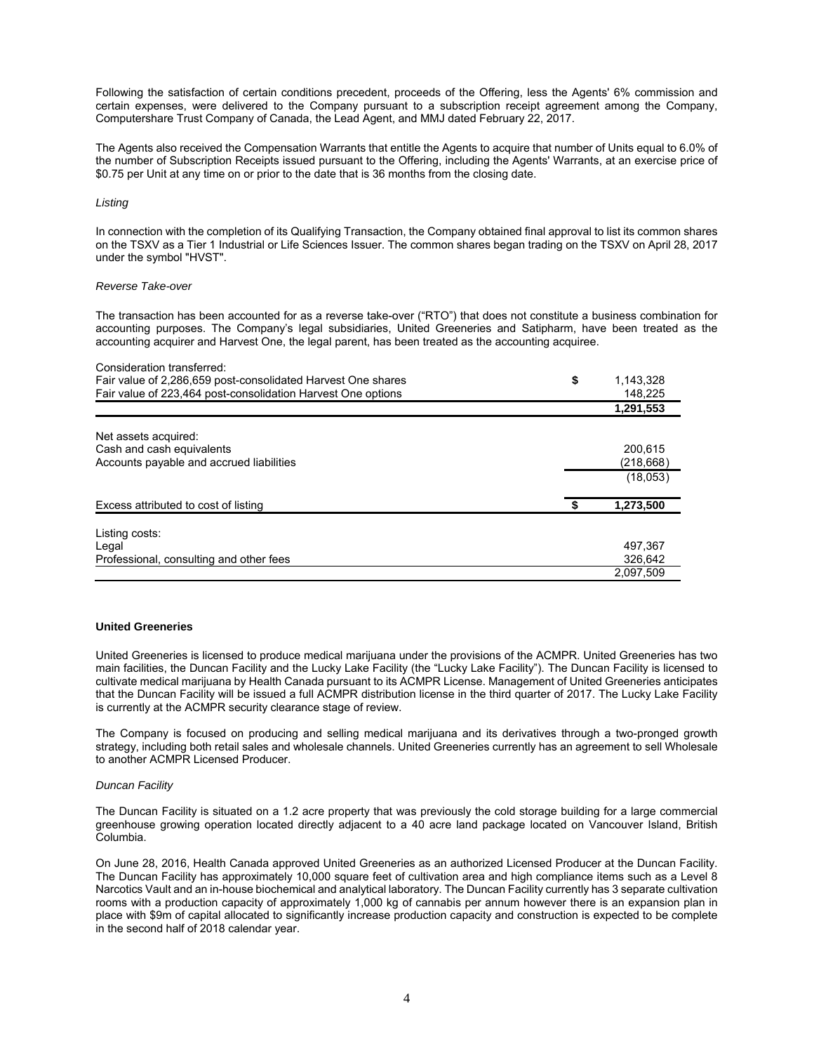Following the satisfaction of certain conditions precedent, proceeds of the Offering, less the Agents' 6% commission and certain expenses, were delivered to the Company pursuant to a subscription receipt agreement among the Company, Computershare Trust Company of Canada, the Lead Agent, and MMJ dated February 22, 2017.

The Agents also received the Compensation Warrants that entitle the Agents to acquire that number of Units equal to 6.0% of the number of Subscription Receipts issued pursuant to the Offering, including the Agents' Warrants, at an exercise price of $0.75 per Unit at any time on or prior to the date that is 36 months from the closing date.

*Listing*

In connection with the completion of its Qualifying Transaction, the Company obtained final approval to list its common shares on the TSXV as a Tier 1 Industrial or Life Sciences Issuer. The common shares began trading on the TSXV on April 28, 2017 under the symbol "HVST".

*Reverse Take-over*

The transaction has been accounted for as a reverse take-over ("RTO") that does not constitute a business combination for accounting purposes. The Company's legal subsidiaries, United Greeneries and Satipharm, have been treated as the accounting acquirer and Harvest One, the legal parent, has been treated as the accounting acquiree.

| | |
|---|---|
| Consideration transferred: | |
| Fair value of 2,286,659 post-consolidated Harvest One shares | $ 1,143,328 |
| Fair value of 223,464 post-consolidation Harvest One options | 148,225 |
| | **1,291,553** |
| Net assets acquired: | |
| Cash and cash equivalents | 200,615 |
| Accounts payable and accrued liabilities | (218,668) |
| | (18,053) |
| Excess attributed to cost of listing | **$ 1,273,500** |
| Listing costs: | |
| Legal | 497,367 |
| Professional, consulting and other fees | 326,642 |
| | 2,097,509 |

**United Greeneries**

United Greeneries is licensed to produce medical marijuana under the provisions of the ACMPR. United Greeneries has two main facilities, the Duncan Facility and the Lucky Lake Facility (the "Lucky Lake Facility"). The Duncan Facility is licensed to cultivate medical marijuana by Health Canada pursuant to its ACMPR License. Management of United Greeneries anticipates that the Duncan Facility will be issued a full ACMPR distribution license in the third quarter of 2017. The Lucky Lake Facility is currently at the ACMPR security clearance stage of review.

The Company is focused on producing and selling medical marijuana and its derivatives through a two-pronged growth strategy, including both retail sales and wholesale channels. United Greeneries currently has an agreement to sell Wholesale to another ACMPR Licensed Producer.

*Duncan Facility*

The Duncan Facility is situated on a 1.2 acre property that was previously the cold storage building for a large commercial greenhouse growing operation located directly adjacent to a 40 acre land package located on Vancouver Island, British Columbia.

On June 28, 2016, Health Canada approved United Greeneries as an authorized Licensed Producer at the Duncan Facility. The Duncan Facility has approximately 10,000 square feet of cultivation area and high compliance items such as a Level 8 Narcotics Vault and an in-house biochemical and analytical laboratory. The Duncan Facility currently has 3 separate cultivation rooms with a production capacity of approximately 1,000 kg of cannabis per annum however there is an expansion plan in place with $9m of capital allocated to significantly increase production capacity and construction is expected to be complete in the second half of 2018 calendar year.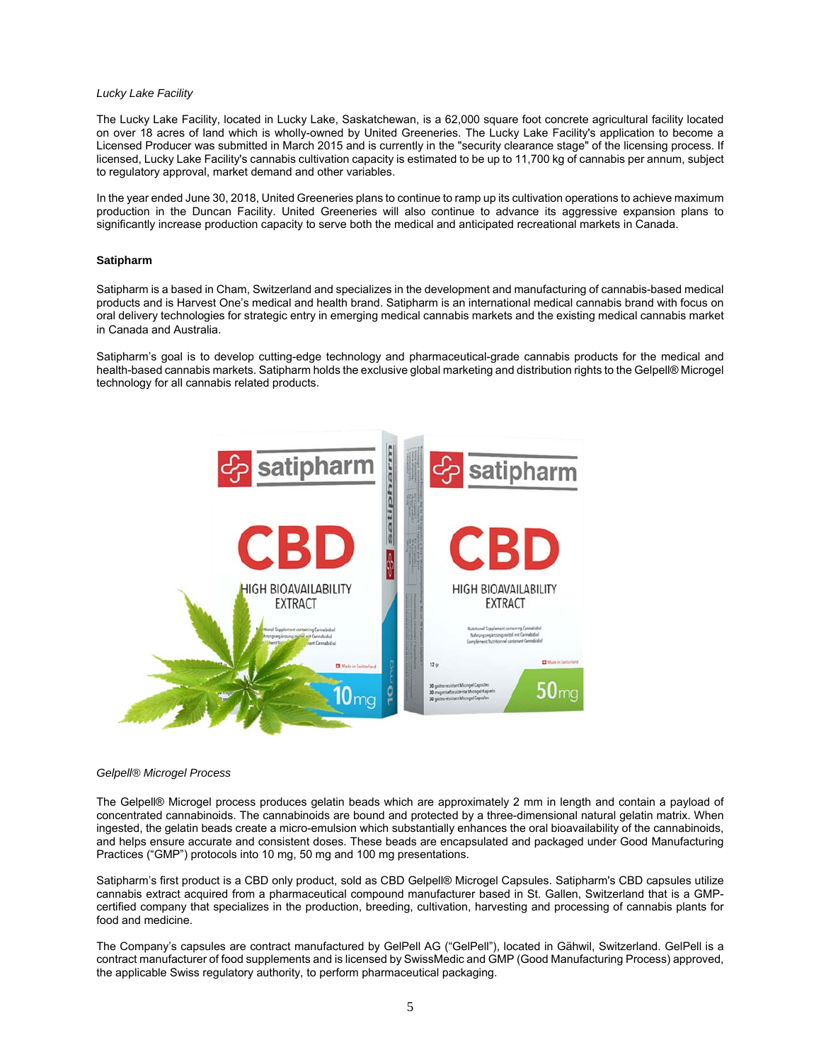*Lucky Lake Facility*

The Lucky Lake Facility, located in Lucky Lake, Saskatchewan, is a 62,000 square foot concrete agricultural facility located on over 18 acres of land which is wholly-owned by United Greeneries. The Lucky Lake Facility's application to become a Licensed Producer was submitted in March 2015 and is currently in the "security clearance stage" of the licensing process. If licensed, Lucky Lake Facility's cannabis cultivation capacity is estimated to be up to 11,700 kg of cannabis per annum, subject to regulatory approval, market demand and other variables.

In the year ended June 30, 2018, United Greeneries plans to continue to ramp up its cultivation operations to achieve maximum production in the Duncan Facility. United Greeneries will also continue to advance its aggressive expansion plans to significantly increase production capacity to serve both the medical and anticipated recreational markets in Canada.

**Satipharm**

Satipharm is a based in Cham, Switzerland and specializes in the development and manufacturing of cannabis-based medical products and is Harvest One's medical and health brand. Satipharm is an international medical cannabis brand with focus on oral delivery technologies for strategic entry in emerging medical cannabis markets and the existing medical cannabis market in Canada and Australia.

Satipharm's goal is to develop cutting-edge technology and pharmaceutical-grade cannabis products for the medical and health-based cannabis markets. Satipharm holds the exclusive global marketing and distribution rights to the Gelpell® Microgel technology for all cannabis related products.

*Gelpell® Microgel Process*

The Gelpell® Microgel process produces gelatin beads which are approximately 2 mm in length and contain a payload of concentrated cannabinoids. The cannabinoids are bound and protected by a three-dimensional natural gelatin matrix. When ingested, the gelatin beads create a micro-emulsion which substantially enhances the oral bioavailability of the cannabinoids, and helps ensure accurate and consistent doses. These beads are encapsulated and packaged under Good Manufacturing Practices ("GMP") protocols into 10 mg, 50 mg and 100 mg presentations.

Satipharm's first product is a CBD only product, sold as CBD Gelpell® Microgel Capsules. Satipharm's CBD capsules utilize cannabis extract acquired from a pharmaceutical compound manufacturer based in St. Gallen, Switzerland that is a GMP-certified company that specializes in the production, breeding, cultivation, harvesting and processing of cannabis plants for food and medicine.

The Company's capsules are contract manufactured by GelPell AG ("GelPell"), located in Gähwil, Switzerland. GelPell is a contract manufacturer of food supplements and is licensed by SwissMedic and GMP (Good Manufacturing Process) approved, the applicable Swiss regulatory authority, to perform pharmaceutical packaging.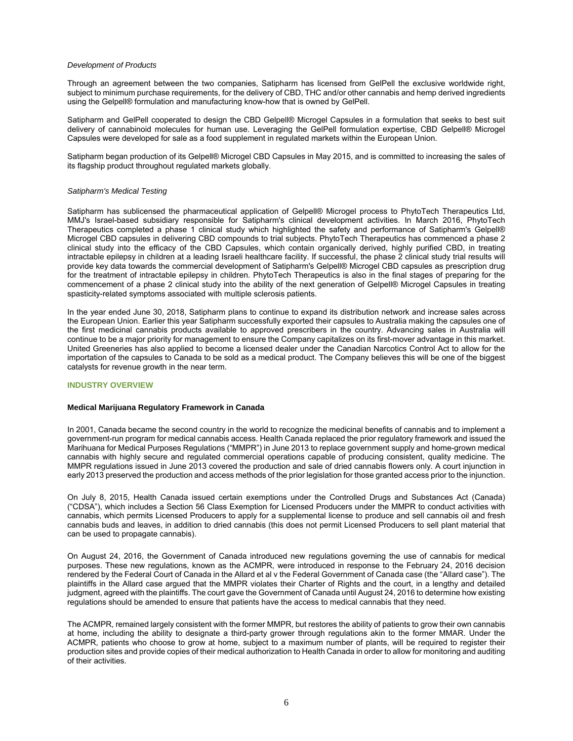*Development of Products*

Through an agreement between the two companies, Satipharm has licensed from GelPell the exclusive worldwide right, subject to minimum purchase requirements, for the delivery of CBD, THC and/or other cannabis and hemp derived ingredients using the Gelpell® formulation and manufacturing know-how that is owned by GelPell.

Satipharm and GelPell cooperated to design the CBD Gelpell® Microgel Capsules in a formulation that seeks to best suit delivery of cannabinoid molecules for human use. Leveraging the GelPell formulation expertise, CBD Gelpell® Microgel Capsules were developed for sale as a food supplement in regulated markets within the European Union.

Satipharm began production of its Gelpell® Microgel CBD Capsules in May 2015, and is committed to increasing the sales of its flagship product throughout regulated markets globally.

*Satipharm's Medical Testing*

Satipharm has sublicensed the pharmaceutical application of Gelpell® Microgel process to PhytoTech Therapeutics Ltd, MMJ's Israel-based subsidiary responsible for Satipharm's clinical development activities. In March 2016, PhytoTech Therapeutics completed a phase 1 clinical study which highlighted the safety and performance of Satipharm's Gelpell® Microgel CBD capsules in delivering CBD compounds to trial subjects. PhytoTech Therapeutics has commenced a phase 2 clinical study into the efficacy of the CBD Capsules, which contain organically derived, highly purified CBD, in treating intractable epilepsy in children at a leading Israeli healthcare facility. If successful, the phase 2 clinical study trial results will provide key data towards the commercial development of Satipharm's Gelpell® Microgel CBD capsules as prescription drug for the treatment of intractable epilepsy in children. PhytoTech Therapeutics is also in the final stages of preparing for the commencement of a phase 2 clinical study into the ability of the next generation of Gelpell® Microgel Capsules in treating spasticity-related symptoms associated with multiple sclerosis patients.

In the year ended June 30, 2018, Satipharm plans to continue to expand its distribution network and increase sales across the European Union. Earlier this year Satipharm successfully exported their capsules to Australia making the capsules one of the first medicinal cannabis products available to approved prescribers in the country. Advancing sales in Australia will continue to be a major priority for management to ensure the Company capitalizes on its first-mover advantage in this market. United Greeneries has also applied to become a licensed dealer under the Canadian Narcotics Control Act to allow for the importation of the capsules to Canada to be sold as a medical product. The Company believes this will be one of the biggest catalysts for revenue growth in the near term.

## INDUSTRY OVERVIEW

**Medical Marijuana Regulatory Framework in Canada**

In 2001, Canada became the second country in the world to recognize the medicinal benefits of cannabis and to implement a government-run program for medical cannabis access. Health Canada replaced the prior regulatory framework and issued the Marihuana for Medical Purposes Regulations ("MMPR") in June 2013 to replace government supply and home-grown medical cannabis with highly secure and regulated commercial operations capable of producing consistent, quality medicine. The MMPR regulations issued in June 2013 covered the production and sale of dried cannabis flowers only. A court injunction in early 2013 preserved the production and access methods of the prior legislation for those granted access prior to the injunction.

On July 8, 2015, Health Canada issued certain exemptions under the Controlled Drugs and Substances Act (Canada) ("CDSA"), which includes a Section 56 Class Exemption for Licensed Producers under the MMPR to conduct activities with cannabis, which permits Licensed Producers to apply for a supplemental license to produce and sell cannabis oil and fresh cannabis buds and leaves, in addition to dried cannabis (this does not permit Licensed Producers to sell plant material that can be used to propagate cannabis).

On August 24, 2016, the Government of Canada introduced new regulations governing the use of cannabis for medical purposes. These new regulations, known as the ACMPR, were introduced in response to the February 24, 2016 decision rendered by the Federal Court of Canada in the Allard et al v the Federal Government of Canada case (the "Allard case"). The plaintiffs in the Allard case argued that the MMPR violates their Charter of Rights and the court, in a lengthy and detailed judgment, agreed with the plaintiffs. The court gave the Government of Canada until August 24, 2016 to determine how existing regulations should be amended to ensure that patients have the access to medical cannabis that they need.

The ACMPR, remained largely consistent with the former MMPR, but restores the ability of patients to grow their own cannabis at home, including the ability to designate a third-party grower through regulations akin to the former MMAR. Under the ACMPR, patients who choose to grow at home, subject to a maximum number of plants, will be required to register their production sites and provide copies of their medical authorization to Health Canada in order to allow for monitoring and auditing of their activities.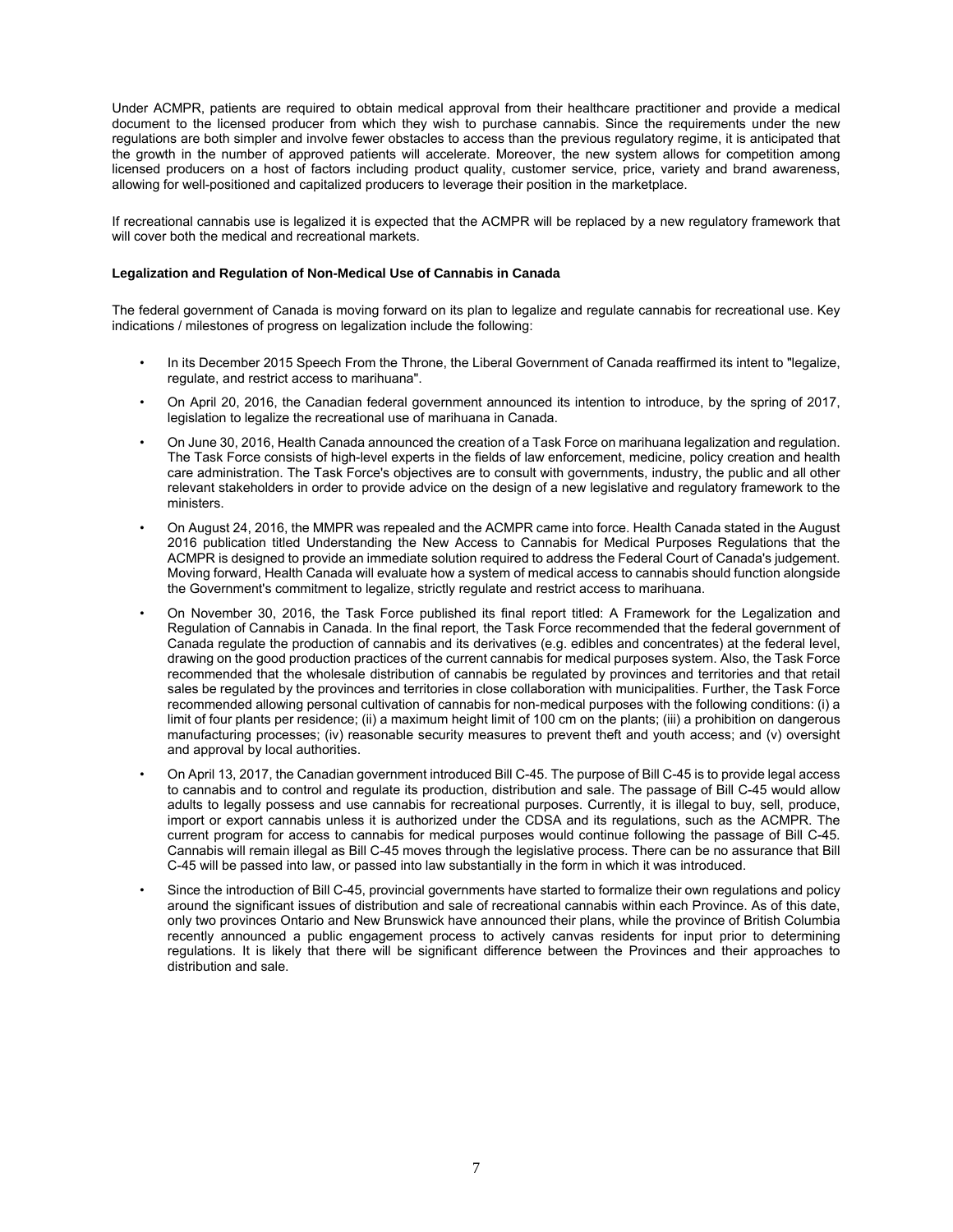Under ACMPR, patients are required to obtain medical approval from their healthcare practitioner and provide a medical document to the licensed producer from which they wish to purchase cannabis. Since the requirements under the new regulations are both simpler and involve fewer obstacles to access than the previous regulatory regime, it is anticipated that the growth in the number of approved patients will accelerate. Moreover, the new system allows for competition among licensed producers on a host of factors including product quality, customer service, price, variety and brand awareness, allowing for well-positioned and capitalized producers to leverage their position in the marketplace.

If recreational cannabis use is legalized it is expected that the ACMPR will be replaced by a new regulatory framework that will cover both the medical and recreational markets.

**Legalization and Regulation of Non-Medical Use of Cannabis in Canada**

The federal government of Canada is moving forward on its plan to legalize and regulate cannabis for recreational use. Key indications / milestones of progress on legalization include the following:

- In its December 2015 Speech From the Throne, the Liberal Government of Canada reaffirmed its intent to "legalize, regulate, and restrict access to marihuana".
- On April 20, 2016, the Canadian federal government announced its intention to introduce, by the spring of 2017, legislation to legalize the recreational use of marihuana in Canada.
- On June 30, 2016, Health Canada announced the creation of a Task Force on marihuana legalization and regulation. The Task Force consists of high-level experts in the fields of law enforcement, medicine, policy creation and health care administration. The Task Force's objectives are to consult with governments, industry, the public and all other relevant stakeholders in order to provide advice on the design of a new legislative and regulatory framework to the ministers.
- On August 24, 2016, the MMPR was repealed and the ACMPR came into force. Health Canada stated in the August 2016 publication titled Understanding the New Access to Cannabis for Medical Purposes Regulations that the ACMPR is designed to provide an immediate solution required to address the Federal Court of Canada's judgement. Moving forward, Health Canada will evaluate how a system of medical access to cannabis should function alongside the Government's commitment to legalize, strictly regulate and restrict access to marihuana.
- On November 30, 2016, the Task Force published its final report titled: A Framework for the Legalization and Regulation of Cannabis in Canada. In the final report, the Task Force recommended that the federal government of Canada regulate the production of cannabis and its derivatives (e.g. edibles and concentrates) at the federal level, drawing on the good production practices of the current cannabis for medical purposes system. Also, the Task Force recommended that the wholesale distribution of cannabis be regulated by provinces and territories and that retail sales be regulated by the provinces and territories in close collaboration with municipalities. Further, the Task Force recommended allowing personal cultivation of cannabis for non-medical purposes with the following conditions: (i) a limit of four plants per residence; (ii) a maximum height limit of 100 cm on the plants; (iii) a prohibition on dangerous manufacturing processes; (iv) reasonable security measures to prevent theft and youth access; and (v) oversight and approval by local authorities.
- On April 13, 2017, the Canadian government introduced Bill C-45. The purpose of Bill C-45 is to provide legal access to cannabis and to control and regulate its production, distribution and sale. The passage of Bill C-45 would allow adults to legally possess and use cannabis for recreational purposes. Currently, it is illegal to buy, sell, produce, import or export cannabis unless it is authorized under the CDSA and its regulations, such as the ACMPR. The current program for access to cannabis for medical purposes would continue following the passage of Bill C-45. Cannabis will remain illegal as Bill C-45 moves through the legislative process. There can be no assurance that Bill C-45 will be passed into law, or passed into law substantially in the form in which it was introduced.
- Since the introduction of Bill C-45, provincial governments have started to formalize their own regulations and policy around the significant issues of distribution and sale of recreational cannabis within each Province. As of this date, only two provinces Ontario and New Brunswick have announced their plans, while the province of British Columbia recently announced a public engagement process to actively canvas residents for input prior to determining regulations. It is likely that there will be significant difference between the Provinces and their approaches to distribution and sale.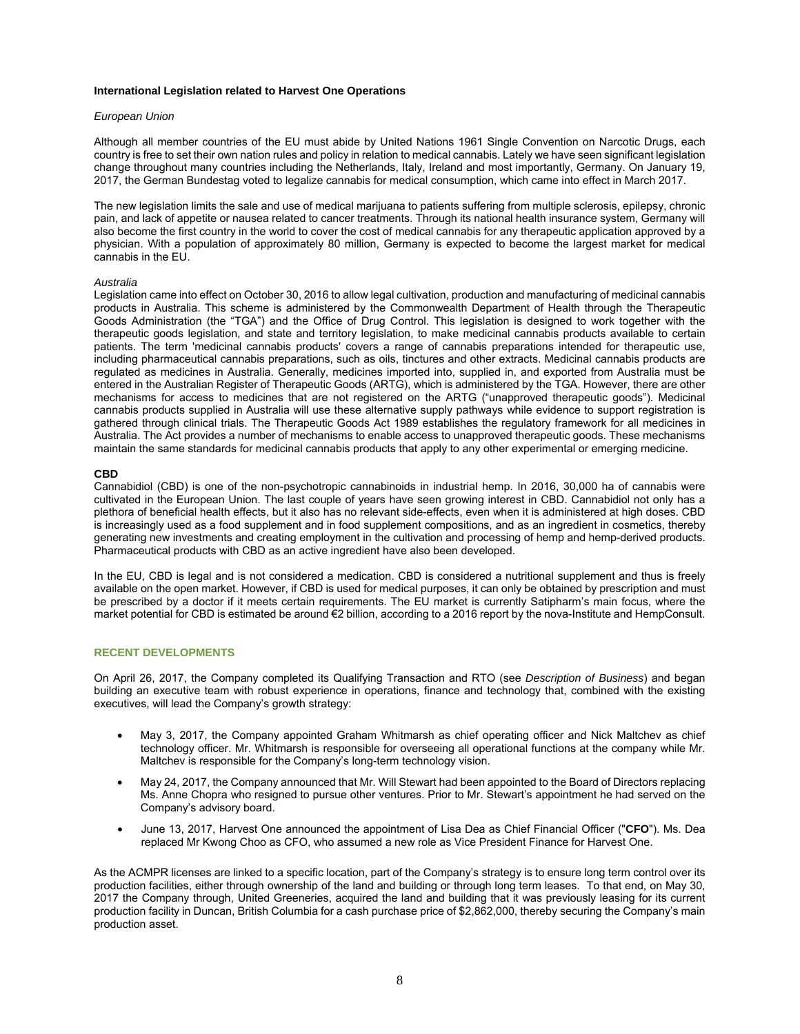### International Legislation related to Harvest One Operations

*European Union*

Although all member countries of the EU must abide by United Nations 1961 Single Convention on Narcotic Drugs, each country is free to set their own nation rules and policy in relation to medical cannabis. Lately we have seen significant legislation change throughout many countries including the Netherlands, Italy, Ireland and most importantly, Germany. On January 19, 2017, the German Bundestag voted to legalize cannabis for medical consumption, which came into effect in March 2017.

The new legislation limits the sale and use of medical marijuana to patients suffering from multiple sclerosis, epilepsy, chronic pain, and lack of appetite or nausea related to cancer treatments. Through its national health insurance system, Germany will also become the first country in the world to cover the cost of medical cannabis for any therapeutic application approved by a physician. With a population of approximately 80 million, Germany is expected to become the largest market for medical cannabis in the EU.

*Australia*

Legislation came into effect on October 30, 2016 to allow legal cultivation, production and manufacturing of medicinal cannabis products in Australia. This scheme is administered by the Commonwealth Department of Health through the Therapeutic Goods Administration (the "TGA") and the Office of Drug Control. This legislation is designed to work together with the therapeutic goods legislation, and state and territory legislation, to make medicinal cannabis products available to certain patients. The term 'medicinal cannabis products' covers a range of cannabis preparations intended for therapeutic use, including pharmaceutical cannabis preparations, such as oils, tinctures and other extracts. Medicinal cannabis products are regulated as medicines in Australia. Generally, medicines imported into, supplied in, and exported from Australia must be entered in the Australian Register of Therapeutic Goods (ARTG), which is administered by the TGA. However, there are other mechanisms for access to medicines that are not registered on the ARTG ("unapproved therapeutic goods"). Medicinal cannabis products supplied in Australia will use these alternative supply pathways while evidence to support registration is gathered through clinical trials. The Therapeutic Goods Act 1989 establishes the regulatory framework for all medicines in Australia. The Act provides a number of mechanisms to enable access to unapproved therapeutic goods. These mechanisms maintain the same standards for medicinal cannabis products that apply to any other experimental or emerging medicine.

**CBD**

Cannabidiol (CBD) is one of the non-psychotropic cannabinoids in industrial hemp. In 2016, 30,000 ha of cannabis were cultivated in the European Union. The last couple of years have seen growing interest in CBD. Cannabidiol not only has a plethora of beneficial health effects, but it also has no relevant side-effects, even when it is administered at high doses. CBD is increasingly used as a food supplement and in food supplement compositions, and as an ingredient in cosmetics, thereby generating new investments and creating employment in the cultivation and processing of hemp and hemp-derived products. Pharmaceutical products with CBD as an active ingredient have also been developed.

In the EU, CBD is legal and is not considered a medication. CBD is considered a nutritional supplement and thus is freely available on the open market. However, if CBD is used for medical purposes, it can only be obtained by prescription and must be prescribed by a doctor if it meets certain requirements. The EU market is currently Satipharm's main focus, where the market potential for CBD is estimated be around €2 billion, according to a 2016 report by the nova-Institute and HempConsult.

## RECENT DEVELOPMENTS

On April 26, 2017, the Company completed its Qualifying Transaction and RTO (see *Description of Business*) and began building an executive team with robust experience in operations, finance and technology that, combined with the existing executives, will lead the Company's growth strategy:

- May 3, 2017, the Company appointed Graham Whitmarsh as chief operating officer and Nick Maltchev as chief technology officer. Mr. Whitmarsh is responsible for overseeing all operational functions at the company while Mr. Maltchev is responsible for the Company's long-term technology vision.
- May 24, 2017, the Company announced that Mr. Will Stewart had been appointed to the Board of Directors replacing Ms. Anne Chopra who resigned to pursue other ventures. Prior to Mr. Stewart's appointment he had served on the Company's advisory board.
- June 13, 2017, Harvest One announced the appointment of Lisa Dea as Chief Financial Officer ("**CFO**"). Ms. Dea replaced Mr Kwong Choo as CFO, who assumed a new role as Vice President Finance for Harvest One.

As the ACMPR licenses are linked to a specific location, part of the Company's strategy is to ensure long term control over its production facilities, either through ownership of the land and building or through long term leases. To that end, on May 30, 2017 the Company through, United Greeneries, acquired the land and building that it was previously leasing for its current production facility in Duncan, British Columbia for a cash purchase price of $2,862,000, thereby securing the Company's main production asset.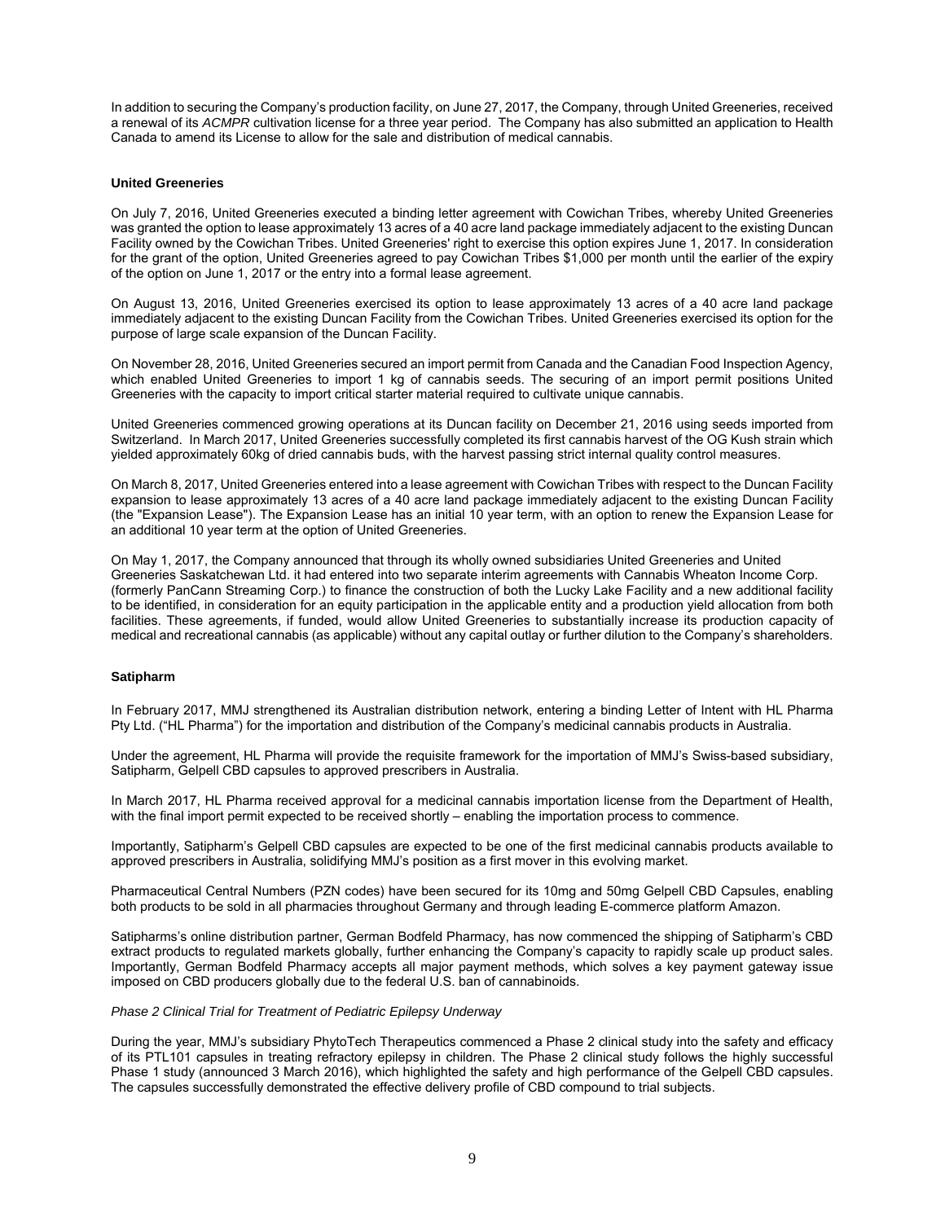In addition to securing the Company's production facility, on June 27, 2017, the Company, through United Greeneries, received a renewal of its *ACMPR* cultivation license for a three year period. The Company has also submitted an application to Health Canada to amend its License to allow for the sale and distribution of medical cannabis.

**United Greeneries**

On July 7, 2016, United Greeneries executed a binding letter agreement with Cowichan Tribes, whereby United Greeneries was granted the option to lease approximately 13 acres of a 40 acre land package immediately adjacent to the existing Duncan Facility owned by the Cowichan Tribes. United Greeneries' right to exercise this option expires June 1, 2017. In consideration for the grant of the option, United Greeneries agreed to pay Cowichan Tribes $1,000 per month until the earlier of the expiry of the option on June 1, 2017 or the entry into a formal lease agreement.

On August 13, 2016, United Greeneries exercised its option to lease approximately 13 acres of a 40 acre land package immediately adjacent to the existing Duncan Facility from the Cowichan Tribes. United Greeneries exercised its option for the purpose of large scale expansion of the Duncan Facility.

On November 28, 2016, United Greeneries secured an import permit from Canada and the Canadian Food Inspection Agency, which enabled United Greeneries to import 1 kg of cannabis seeds. The securing of an import permit positions United Greeneries with the capacity to import critical starter material required to cultivate unique cannabis.

United Greeneries commenced growing operations at its Duncan facility on December 21, 2016 using seeds imported from Switzerland. In March 2017, United Greeneries successfully completed its first cannabis harvest of the OG Kush strain which yielded approximately 60kg of dried cannabis buds, with the harvest passing strict internal quality control measures.

On March 8, 2017, United Greeneries entered into a lease agreement with Cowichan Tribes with respect to the Duncan Facility expansion to lease approximately 13 acres of a 40 acre land package immediately adjacent to the existing Duncan Facility (the "Expansion Lease"). The Expansion Lease has an initial 10 year term, with an option to renew the Expansion Lease for an additional 10 year term at the option of United Greeneries.

On May 1, 2017, the Company announced that through its wholly owned subsidiaries United Greeneries and United Greeneries Saskatchewan Ltd. it had entered into two separate interim agreements with Cannabis Wheaton Income Corp. (formerly PanCann Streaming Corp.) to finance the construction of both the Lucky Lake Facility and a new additional facility to be identified, in consideration for an equity participation in the applicable entity and a production yield allocation from both facilities. These agreements, if funded, would allow United Greeneries to substantially increase its production capacity of medical and recreational cannabis (as applicable) without any capital outlay or further dilution to the Company's shareholders.

**Satipharm**

In February 2017, MMJ strengthened its Australian distribution network, entering a binding Letter of Intent with HL Pharma Pty Ltd. ("HL Pharma") for the importation and distribution of the Company's medicinal cannabis products in Australia.

Under the agreement, HL Pharma will provide the requisite framework for the importation of MMJ's Swiss-based subsidiary, Satipharm, Gelpell CBD capsules to approved prescribers in Australia.

In March 2017, HL Pharma received approval for a medicinal cannabis importation license from the Department of Health, with the final import permit expected to be received shortly – enabling the importation process to commence.

Importantly, Satipharm's Gelpell CBD capsules are expected to be one of the first medicinal cannabis products available to approved prescribers in Australia, solidifying MMJ's position as a first mover in this evolving market.

Pharmaceutical Central Numbers (PZN codes) have been secured for its 10mg and 50mg Gelpell CBD Capsules, enabling both products to be sold in all pharmacies throughout Germany and through leading E-commerce platform Amazon.

Satipharms's online distribution partner, German Bodfeld Pharmacy, has now commenced the shipping of Satipharm's CBD extract products to regulated markets globally, further enhancing the Company's capacity to rapidly scale up product sales. Importantly, German Bodfeld Pharmacy accepts all major payment methods, which solves a key payment gateway issue imposed on CBD producers globally due to the federal U.S. ban of cannabinoids.

*Phase 2 Clinical Trial for Treatment of Pediatric Epilepsy Underway*

During the year, MMJ's subsidiary PhytoTech Therapeutics commenced a Phase 2 clinical study into the safety and efficacy of its PTL101 capsules in treating refractory epilepsy in children. The Phase 2 clinical study follows the highly successful Phase 1 study (announced 3 March 2016), which highlighted the safety and high performance of the Gelpell CBD capsules. The capsules successfully demonstrated the effective delivery profile of CBD compound to trial subjects.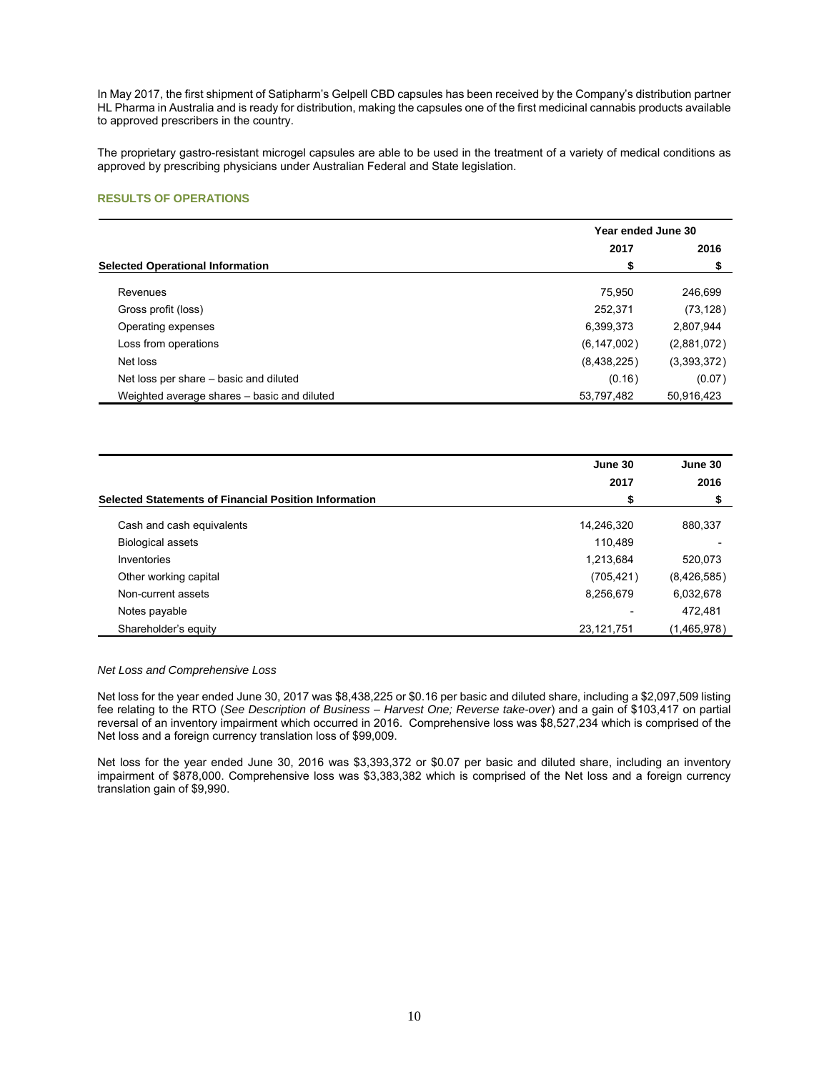In May 2017, the first shipment of Satipharm's Gelpell CBD capsules has been received by the Company's distribution partner HL Pharma in Australia and is ready for distribution, making the capsules one of the first medicinal cannabis products available to approved prescribers in the country.

The proprietary gastro-resistant microgel capsules are able to be used in the treatment of a variety of medical conditions as approved by prescribing physicians under Australian Federal and State legislation.

## RESULTS OF OPERATIONS

| | Year ended June 30 | |
|---|---|---|
| | 2017 | 2016 |
| **Selected Operational Information** | $ | $ |
| Revenues | 75,950 | 246,699 |
| Gross profit (loss) | 252,371 | (73,128) |
| Operating expenses | 6,399,373 | 2,807,944 |
| Loss from operations | (6,147,002) | (2,881,072) |
| Net loss | (8,438,225) | (3,393,372) |
| Net loss per share – basic and diluted | (0.16) | (0.07) |
| Weighted average shares – basic and diluted | 53,797,482 | 50,916,423 |

| | June 30 | June 30 |
|---|---|---|
| | 2017 | 2016 |
| **Selected Statements of Financial Position Information** | $ | $ |
| Cash and cash equivalents | 14,246,320 | 880,337 |
| Biological assets | 110,489 | - |
| Inventories | 1,213,684 | 520,073 |
| Other working capital | (705,421) | (8,426,585) |
| Non-current assets | 8,256,679 | 6,032,678 |
| Notes payable | - | 472,481 |
| Shareholder's equity | 23,121,751 | (1,465,978) |

*Net Loss and Comprehensive Loss*

Net loss for the year ended June 30, 2017 was $8,438,225 or $0.16 per basic and diluted share, including a $2,097,509 listing fee relating to the RTO (*See Description of Business – Harvest One; Reverse take-over*) and a gain of $103,417 on partial reversal of an inventory impairment which occurred in 2016. Comprehensive loss was $8,527,234 which is comprised of the Net loss and a foreign currency translation loss of $99,009.

Net loss for the year ended June 30, 2016 was $3,393,372 or $0.07 per basic and diluted share, including an inventory impairment of $878,000. Comprehensive loss was $3,383,382 which is comprised of the Net loss and a foreign currency translation gain of $9,990.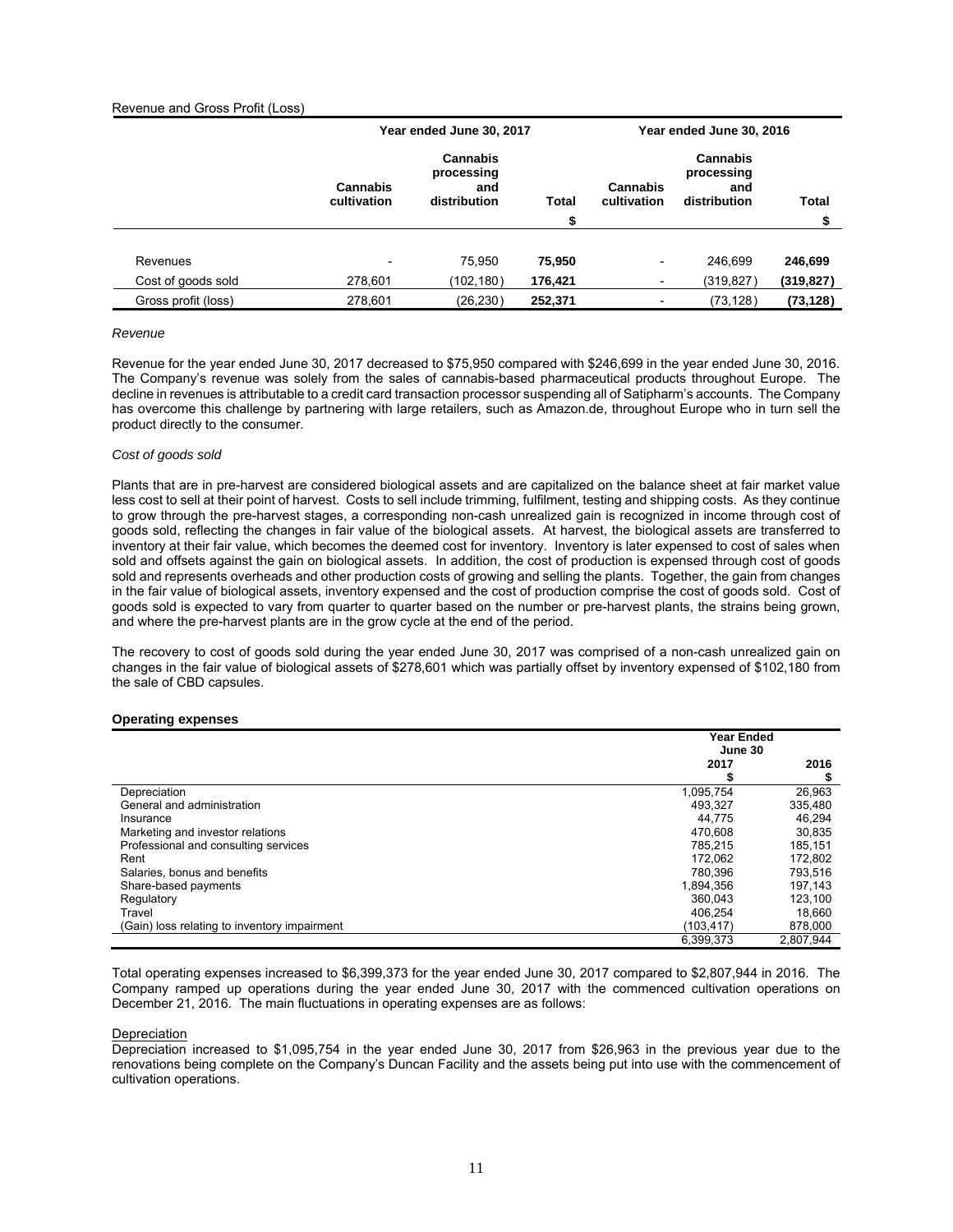Revenue and Gross Profit (Loss)

| | Year ended June 30, 2017 | | | Year ended June 30, 2016 | | |
|---|---|---|---|---|---|---|
| | Cannabis cultivation | Cannabis processing and distribution | Total | Cannabis cultivation | Cannabis processing and distribution | Total |
| | | | $ | | | $ |
| Revenues | - | 75,950 | **75,950** | - | 246,699 | **246,699** |
| Cost of goods sold | 278,601 | (102,180) | **176,421** | - | (319,827) | **(319,827)** |
| Gross profit (loss) | 278,601 | (26,230) | **252,371** | - | (73,128) | **(73,128)** |

*Revenue*

Revenue for the year ended June 30, 2017 decreased to $75,950 compared with $246,699 in the year ended June 30, 2016. The Company's revenue was solely from the sales of cannabis-based pharmaceutical products throughout Europe. The decline in revenues is attributable to a credit card transaction processor suspending all of Satipharm's accounts. The Company has overcome this challenge by partnering with large retailers, such as Amazon.de, throughout Europe who in turn sell the product directly to the consumer.

*Cost of goods sold*

Plants that are in pre-harvest are considered biological assets and are capitalized on the balance sheet at fair market value less cost to sell at their point of harvest. Costs to sell include trimming, fulfilment, testing and shipping costs. As they continue to grow through the pre-harvest stages, a corresponding non-cash unrealized gain is recognized in income through cost of goods sold, reflecting the changes in fair value of the biological assets. At harvest, the biological assets are transferred to inventory at their fair value, which becomes the deemed cost for inventory. Inventory is later expensed to cost of sales when sold and offsets against the gain on biological assets. In addition, the cost of production is expensed through cost of goods sold and represents overheads and other production costs of growing and selling the plants. Together, the gain from changes in the fair value of biological assets, inventory expensed and the cost of production comprise the cost of goods sold. Cost of goods sold is expected to vary from quarter to quarter based on the number or pre-harvest plants, the strains being grown, and where the pre-harvest plants are in the grow cycle at the end of the period.

The recovery to cost of goods sold during the year ended June 30, 2017 was comprised of a non-cash unrealized gain on changes in the fair value of biological assets of $278,601 which was partially offset by inventory expensed of $102,180 from the sale of CBD capsules.

**Operating expenses**

| | Year Ended June 30 | |
|---|---|---|
| | 2017 | 2016 |
| | $ | $ |
| Depreciation | 1,095,754 | 26,963 |
| General and administration | 493,327 | 335,480 |
| Insurance | 44,775 | 46,294 |
| Marketing and investor relations | 470,608 | 30,835 |
| Professional and consulting services | 785,215 | 185,151 |
| Rent | 172,062 | 172,802 |
| Salaries, bonus and benefits | 780,396 | 793,516 |
| Share-based payments | 1,894,356 | 197,143 |
| Regulatory | 360,043 | 123,100 |
| Travel | 406,254 | 18,660 |
| (Gain) loss relating to inventory impairment | (103,417) | 878,000 |
| | 6,399,373 | 2,807,944 |

Total operating expenses increased to $6,399,373 for the year ended June 30, 2017 compared to $2,807,944 in 2016. The Company ramped up operations during the year ended June 30, 2017 with the commenced cultivation operations on December 21, 2016. The main fluctuations in operating expenses are as follows:

Depreciation

Depreciation increased to $1,095,754 in the year ended June 30, 2017 from $26,963 in the previous year due to the renovations being complete on the Company's Duncan Facility and the assets being put into use with the commencement of cultivation operations.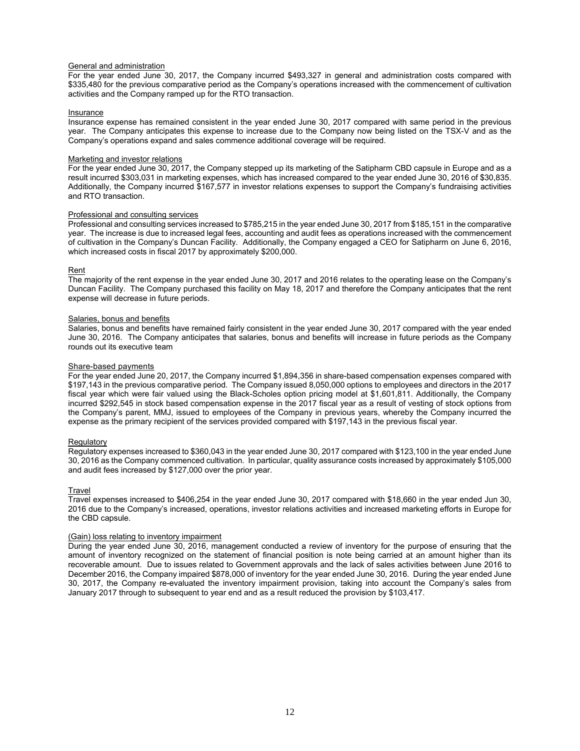<u>General and administration</u>

For the year ended June 30, 2017, the Company incurred $493,327 in general and administration costs compared with $335,480 for the previous comparative period as the Company's operations increased with the commencement of cultivation activities and the Company ramped up for the RTO transaction.

<u>Insurance</u>

Insurance expense has remained consistent in the year ended June 30, 2017 compared with same period in the previous year. The Company anticipates this expense to increase due to the Company now being listed on the TSX-V and as the Company's operations expand and sales commence additional coverage will be required.

<u>Marketing and investor relations</u>

For the year ended June 30, 2017, the Company stepped up its marketing of the Satipharm CBD capsule in Europe and as a result incurred $303,031 in marketing expenses, which has increased compared to the year ended June 30, 2016 of $30,835. Additionally, the Company incurred $167,577 in investor relations expenses to support the Company's fundraising activities and RTO transaction.

<u>Professional and consulting services</u>

Professional and consulting services increased to $785,215 in the year ended June 30, 2017 from $185,151 in the comparative year. The increase is due to increased legal fees, accounting and audit fees as operations increased with the commencement of cultivation in the Company's Duncan Facility. Additionally, the Company engaged a CEO for Satipharm on June 6, 2016, which increased costs in fiscal 2017 by approximately $200,000.

<u>Rent</u>

The majority of the rent expense in the year ended June 30, 2017 and 2016 relates to the operating lease on the Company's Duncan Facility. The Company purchased this facility on May 18, 2017 and therefore the Company anticipates that the rent expense will decrease in future periods.

<u>Salaries, bonus and benefits</u>

Salaries, bonus and benefits have remained fairly consistent in the year ended June 30, 2017 compared with the year ended June 30, 2016. The Company anticipates that salaries, bonus and benefits will increase in future periods as the Company rounds out its executive team

<u>Share-based payments</u>

For the year ended June 20, 2017, the Company incurred $1,894,356 in share-based compensation expenses compared with $197,143 in the previous comparative period. The Company issued 8,050,000 options to employees and directors in the 2017 fiscal year which were fair valued using the Black-Scholes option pricing model at $1,601,811. Additionally, the Company incurred $292,545 in stock based compensation expense in the 2017 fiscal year as a result of vesting of stock options from the Company's parent, MMJ, issued to employees of the Company in previous years, whereby the Company incurred the expense as the primary recipient of the services provided compared with $197,143 in the previous fiscal year.

<u>Regulatory</u>

Regulatory expenses increased to $360,043 in the year ended June 30, 2017 compared with $123,100 in the year ended June 30, 2016 as the Company commenced cultivation. In particular, quality assurance costs increased by approximately $105,000 and audit fees increased by $127,000 over the prior year.

<u>Travel</u>

Travel expenses increased to $406,254 in the year ended June 30, 2017 compared with $18,660 in the year ended Jun 30, 2016 due to the Company's increased, operations, investor relations activities and increased marketing efforts in Europe for the CBD capsule.

<u>(Gain) loss relating to inventory impairment</u>

During the year ended June 30, 2016, management conducted a review of inventory for the purpose of ensuring that the amount of inventory recognized on the statement of financial position is note being carried at an amount higher than its recoverable amount. Due to issues related to Government approvals and the lack of sales activities between June 2016 to December 2016, the Company impaired $878,000 of inventory for the year ended June 30, 2016. During the year ended June 30, 2017, the Company re-evaluated the inventory impairment provision, taking into account the Company's sales from January 2017 through to subsequent to year end and as a result reduced the provision by $103,417.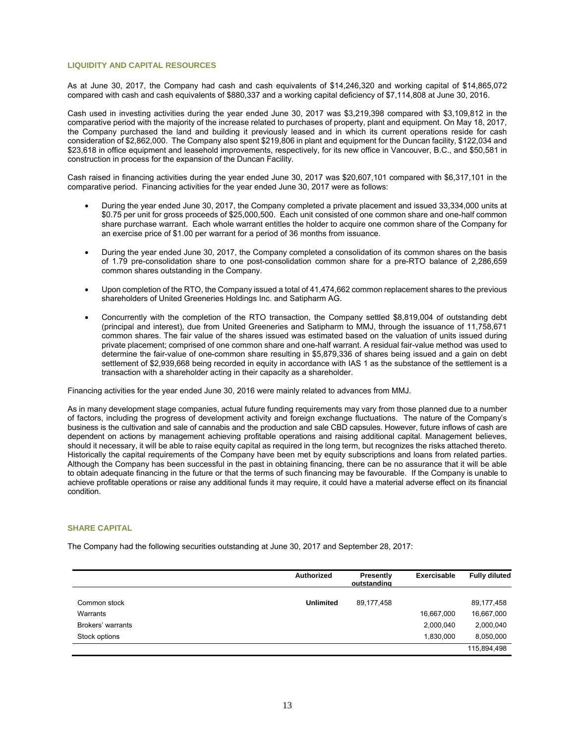## LIQUIDITY AND CAPITAL RESOURCES

As at June 30, 2017, the Company had cash and cash equivalents of $14,246,320 and working capital of $14,865,072 compared with cash and cash equivalents of $880,337 and a working capital deficiency of $7,114,808 at June 30, 2016.

Cash used in investing activities during the year ended June 30, 2017 was $3,219,398 compared with $3,109,812 in the comparative period with the majority of the increase related to purchases of property, plant and equipment. On May 18, 2017, the Company purchased the land and building it previously leased and in which its current operations reside for cash consideration of $2,862,000. The Company also spent $219,806 in plant and equipment for the Duncan facility, $122,034 and $23,618 in office equipment and leasehold improvements, respectively, for its new office in Vancouver, B.C., and $50,581 in construction in process for the expansion of the Duncan Facility.

Cash raised in financing activities during the year ended June 30, 2017 was $20,607,101 compared with $6,317,101 in the comparative period. Financing activities for the year ended June 30, 2017 were as follows:

- During the year ended June 30, 2017, the Company completed a private placement and issued 33,334,000 units at $0.75 per unit for gross proceeds of $25,000,500. Each unit consisted of one common share and one-half common share purchase warrant. Each whole warrant entitles the holder to acquire one common share of the Company for an exercise price of $1.00 per warrant for a period of 36 months from issuance.
- During the year ended June 30, 2017, the Company completed a consolidation of its common shares on the basis of 1.79 pre-consolidation share to one post-consolidation common share for a pre-RTO balance of 2,286,659 common shares outstanding in the Company.
- Upon completion of the RTO, the Company issued a total of 41,474,662 common replacement shares to the previous shareholders of United Greeneries Holdings Inc. and Satipharm AG.
- Concurrently with the completion of the RTO transaction, the Company settled $8,819,004 of outstanding debt (principal and interest), due from United Greeneries and Satipharm to MMJ, through the issuance of 11,758,671 common shares. The fair value of the shares issued was estimated based on the valuation of units issued during private placement; comprised of one common share and one-half warrant. A residual fair-value method was used to determine the fair-value of one-common share resulting in $5,879,336 of shares being issued and a gain on debt settlement of $2,939,668 being recorded in equity in accordance with IAS 1 as the substance of the settlement is a transaction with a shareholder acting in their capacity as a shareholder.

Financing activities for the year ended June 30, 2016 were mainly related to advances from MMJ.

As in many development stage companies, actual future funding requirements may vary from those planned due to a number of factors, including the progress of development activity and foreign exchange fluctuations. The nature of the Company's business is the cultivation and sale of cannabis and the production and sale CBD capsules. However, future inflows of cash are dependent on actions by management achieving profitable operations and raising additional capital. Management believes, should it necessary, it will be able to raise equity capital as required in the long term, but recognizes the risks attached thereto. Historically the capital requirements of the Company have been met by equity subscriptions and loans from related parties. Although the Company has been successful in the past in obtaining financing, there can be no assurance that it will be able to obtain adequate financing in the future or that the terms of such financing may be favourable. If the Company is unable to achieve profitable operations or raise any additional funds it may require, it could have a material adverse effect on its financial condition.

## SHARE CAPITAL

The Company had the following securities outstanding at June 30, 2017 and September 28, 2017:

| | Authorized | Presently outstanding | Exercisable | Fully diluted |
|---|---|---|---|---|
| Common stock | **Unlimited** | 89,177,458 | | 89,177,458 |
| Warrants | | | 16,667,000 | 16,667,000 |
| Brokers' warrants | | | 2,000,040 | 2,000,040 |
| Stock options | | | 1,830,000 | 8,050,000 |
| | | | | 115,894,498 |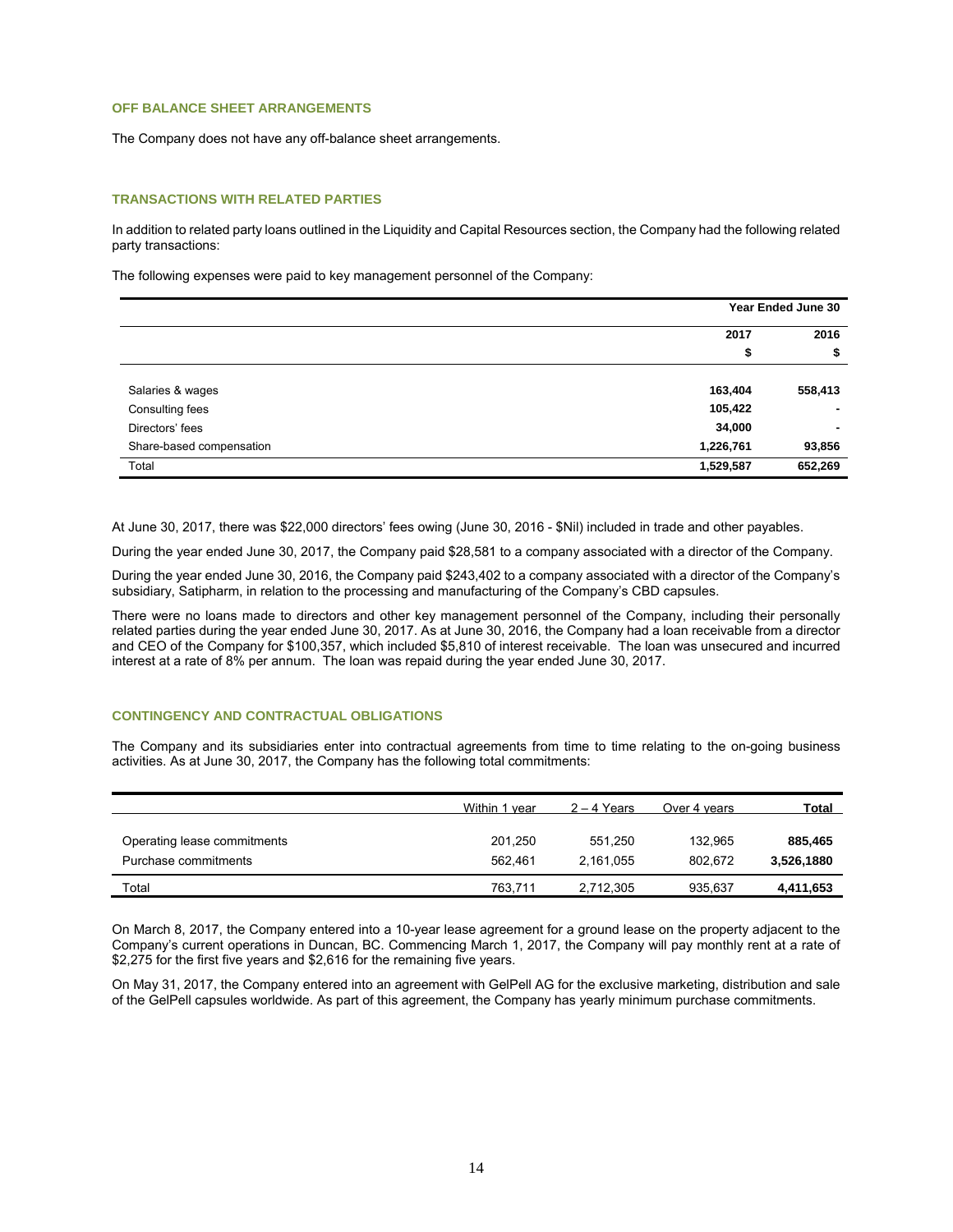## OFF BALANCE SHEET ARRANGEMENTS

The Company does not have any off-balance sheet arrangements.

## TRANSACTIONS WITH RELATED PARTIES

In addition to related party loans outlined in the Liquidity and Capital Resources section, the Company had the following related party transactions:

The following expenses were paid to key management personnel of the Company:

| | Year Ended June 30 | |
|---|---|---|
| | **2017** | **2016** |
| | **$** | **$** |
| Salaries & wages | **163,404** | **558,413** |
| Consulting fees | **105,422** | **-** |
| Directors' fees | **34,000** | **-** |
| Share-based compensation | **1,226,761** | **93,856** |
| Total | **1,529,587** | **652,269** |

At June 30, 2017, there was $22,000 directors' fees owing (June 30, 2016 - $Nil) included in trade and other payables.

During the year ended June 30, 2017, the Company paid $28,581 to a company associated with a director of the Company.

During the year ended June 30, 2016, the Company paid $243,402 to a company associated with a director of the Company's subsidiary, Satipharm, in relation to the processing and manufacturing of the Company's CBD capsules.

There were no loans made to directors and other key management personnel of the Company, including their personally related parties during the year ended June 30, 2017. As at June 30, 2016, the Company had a loan receivable from a director and CEO of the Company for $100,357, which included $5,810 of interest receivable. The loan was unsecured and incurred interest at a rate of 8% per annum. The loan was repaid during the year ended June 30, 2017.

## CONTINGENCY AND CONTRACTUAL OBLIGATIONS

The Company and its subsidiaries enter into contractual agreements from time to time relating to the on-going business activities. As at June 30, 2017, the Company has the following total commitments:

| | Within 1 year | 2 – 4 Years | Over 4 years | **Total** |
|---|---|---|---|---|
| Operating lease commitments | 201,250 | 551,250 | 132,965 | **885,465** |
| Purchase commitments | 562,461 | 2,161,055 | 802,672 | **3,526,1880** |
| Total | 763,711 | 2,712,305 | 935,637 | **4,411,653** |

On March 8, 2017, the Company entered into a 10-year lease agreement for a ground lease on the property adjacent to the Company's current operations in Duncan, BC. Commencing March 1, 2017, the Company will pay monthly rent at a rate of $2,275 for the first five years and $2,616 for the remaining five years.

On May 31, 2017, the Company entered into an agreement with GelPell AG for the exclusive marketing, distribution and sale of the GelPell capsules worldwide. As part of this agreement, the Company has yearly minimum purchase commitments.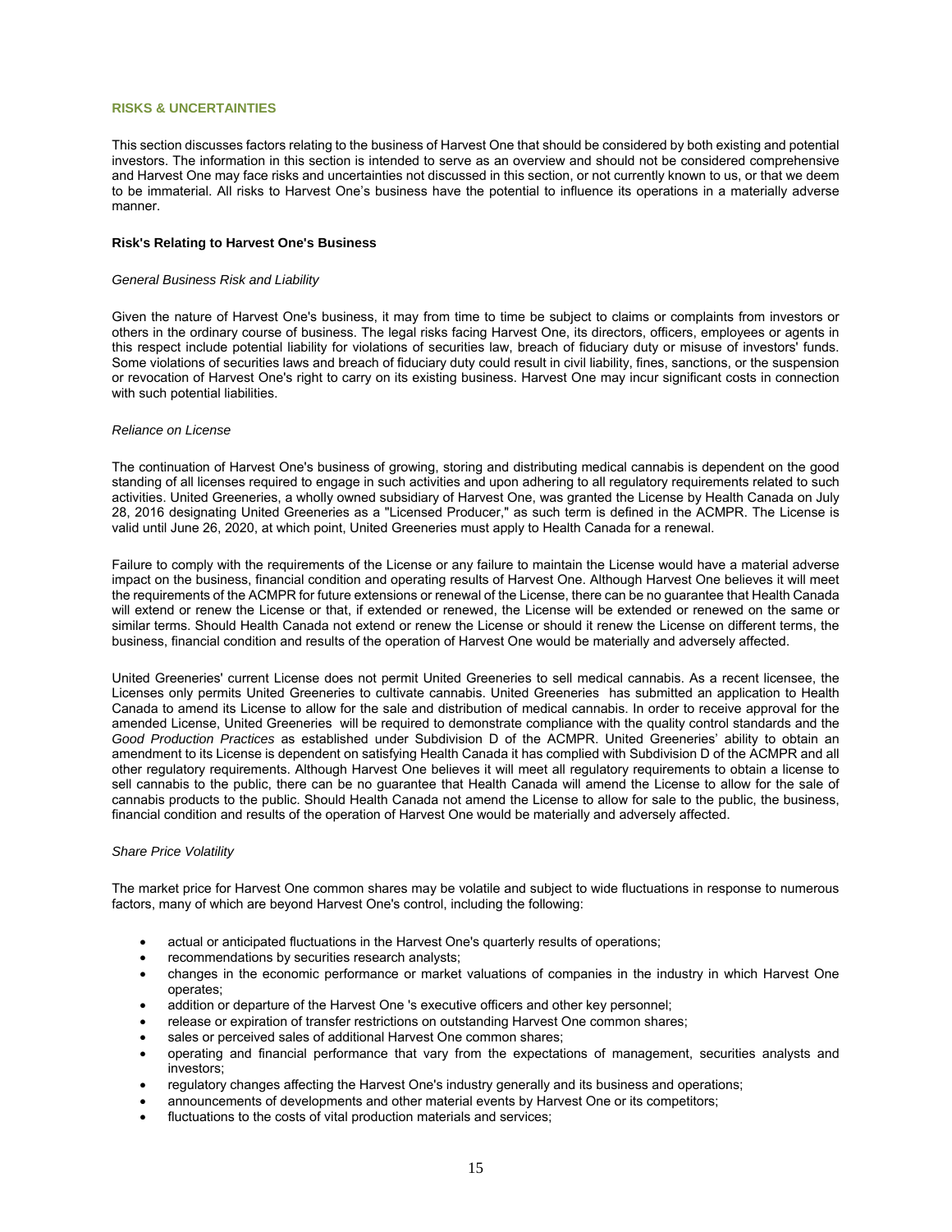## RISKS & UNCERTAINTIES

This section discusses factors relating to the business of Harvest One that should be considered by both existing and potential investors. The information in this section is intended to serve as an overview and should not be considered comprehensive and Harvest One may face risks and uncertainties not discussed in this section, or not currently known to us, or that we deem to be immaterial. All risks to Harvest One's business have the potential to influence its operations in a materially adverse manner.

### Risk's Relating to Harvest One's Business

*General Business Risk and Liability*

Given the nature of Harvest One's business, it may from time to time be subject to claims or complaints from investors or others in the ordinary course of business. The legal risks facing Harvest One, its directors, officers, employees or agents in this respect include potential liability for violations of securities law, breach of fiduciary duty or misuse of investors' funds. Some violations of securities laws and breach of fiduciary duty could result in civil liability, fines, sanctions, or the suspension or revocation of Harvest One's right to carry on its existing business. Harvest One may incur significant costs in connection with such potential liabilities.

*Reliance on License*

The continuation of Harvest One's business of growing, storing and distributing medical cannabis is dependent on the good standing of all licenses required to engage in such activities and upon adhering to all regulatory requirements related to such activities. United Greeneries, a wholly owned subsidiary of Harvest One, was granted the License by Health Canada on July 28, 2016 designating United Greeneries as a "Licensed Producer," as such term is defined in the ACMPR. The License is valid until June 26, 2020, at which point, United Greeneries must apply to Health Canada for a renewal.

Failure to comply with the requirements of the License or any failure to maintain the License would have a material adverse impact on the business, financial condition and operating results of Harvest One. Although Harvest One believes it will meet the requirements of the ACMPR for future extensions or renewal of the License, there can be no guarantee that Health Canada will extend or renew the License or that, if extended or renewed, the License will be extended or renewed on the same or similar terms. Should Health Canada not extend or renew the License or should it renew the License on different terms, the business, financial condition and results of the operation of Harvest One would be materially and adversely affected.

United Greeneries' current License does not permit United Greeneries to sell medical cannabis. As a recent licensee, the Licenses only permits United Greeneries to cultivate cannabis. United Greeneries has submitted an application to Health Canada to amend its License to allow for the sale and distribution of medical cannabis. In order to receive approval for the amended License, United Greeneries will be required to demonstrate compliance with the quality control standards and the *Good Production Practices* as established under Subdivision D of the ACMPR. United Greeneries' ability to obtain an amendment to its License is dependent on satisfying Health Canada it has complied with Subdivision D of the ACMPR and all other regulatory requirements. Although Harvest One believes it will meet all regulatory requirements to obtain a license to sell cannabis to the public, there can be no guarantee that Health Canada will amend the License to allow for the sale of cannabis products to the public. Should Health Canada not amend the License to allow for sale to the public, the business, financial condition and results of the operation of Harvest One would be materially and adversely affected.

*Share Price Volatility*

The market price for Harvest One common shares may be volatile and subject to wide fluctuations in response to numerous factors, many of which are beyond Harvest One's control, including the following:

- actual or anticipated fluctuations in the Harvest One's quarterly results of operations;
- recommendations by securities research analysts;
- changes in the economic performance or market valuations of companies in the industry in which Harvest One operates;
- addition or departure of the Harvest One 's executive officers and other key personnel;
- release or expiration of transfer restrictions on outstanding Harvest One common shares;
- sales or perceived sales of additional Harvest One common shares;
- operating and financial performance that vary from the expectations of management, securities analysts and investors;
- regulatory changes affecting the Harvest One's industry generally and its business and operations;
- announcements of developments and other material events by Harvest One or its competitors;
- fluctuations to the costs of vital production materials and services;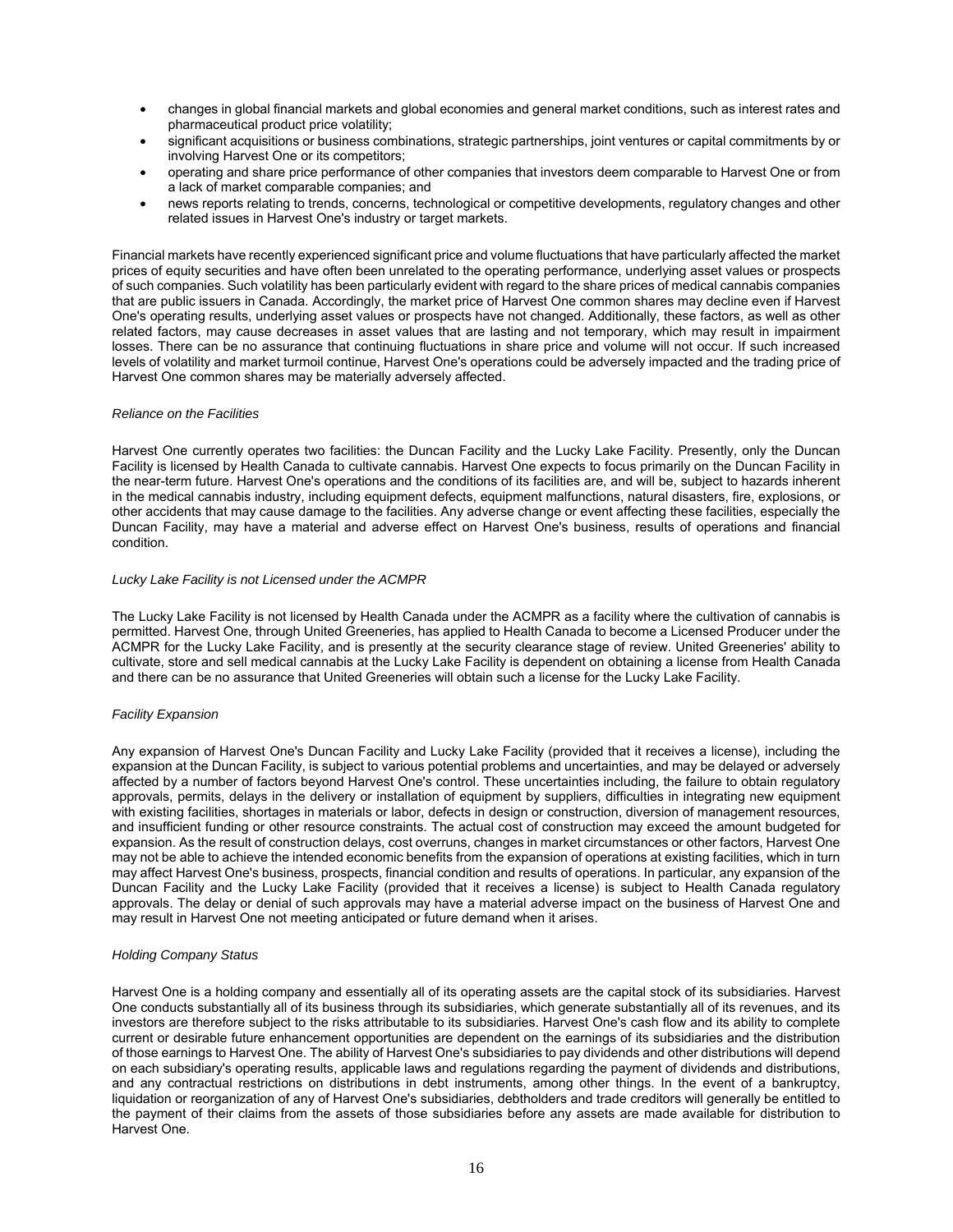- changes in global financial markets and global economies and general market conditions, such as interest rates and pharmaceutical product price volatility;
- significant acquisitions or business combinations, strategic partnerships, joint ventures or capital commitments by or involving Harvest One or its competitors;
- operating and share price performance of other companies that investors deem comparable to Harvest One or from a lack of market comparable companies; and
- news reports relating to trends, concerns, technological or competitive developments, regulatory changes and other related issues in Harvest One's industry or target markets.

Financial markets have recently experienced significant price and volume fluctuations that have particularly affected the market prices of equity securities and have often been unrelated to the operating performance, underlying asset values or prospects of such companies. Such volatility has been particularly evident with regard to the share prices of medical cannabis companies that are public issuers in Canada. Accordingly, the market price of Harvest One common shares may decline even if Harvest One's operating results, underlying asset values or prospects have not changed. Additionally, these factors, as well as other related factors, may cause decreases in asset values that are lasting and not temporary, which may result in impairment losses. There can be no assurance that continuing fluctuations in share price and volume will not occur. If such increased levels of volatility and market turmoil continue, Harvest One's operations could be adversely impacted and the trading price of Harvest One common shares may be materially adversely affected.

*Reliance on the Facilities*

Harvest One currently operates two facilities: the Duncan Facility and the Lucky Lake Facility. Presently, only the Duncan Facility is licensed by Health Canada to cultivate cannabis. Harvest One expects to focus primarily on the Duncan Facility in the near-term future. Harvest One's operations and the conditions of its facilities are, and will be, subject to hazards inherent in the medical cannabis industry, including equipment defects, equipment malfunctions, natural disasters, fire, explosions, or other accidents that may cause damage to the facilities. Any adverse change or event affecting these facilities, especially the Duncan Facility, may have a material and adverse effect on Harvest One's business, results of operations and financial condition.

*Lucky Lake Facility is not Licensed under the ACMPR*

The Lucky Lake Facility is not licensed by Health Canada under the ACMPR as a facility where the cultivation of cannabis is permitted. Harvest One, through United Greeneries, has applied to Health Canada to become a Licensed Producer under the ACMPR for the Lucky Lake Facility, and is presently at the security clearance stage of review. United Greeneries' ability to cultivate, store and sell medical cannabis at the Lucky Lake Facility is dependent on obtaining a license from Health Canada and there can be no assurance that United Greeneries will obtain such a license for the Lucky Lake Facility.

*Facility Expansion*

Any expansion of Harvest One's Duncan Facility and Lucky Lake Facility (provided that it receives a license), including the expansion at the Duncan Facility, is subject to various potential problems and uncertainties, and may be delayed or adversely affected by a number of factors beyond Harvest One's control. These uncertainties including, the failure to obtain regulatory approvals, permits, delays in the delivery or installation of equipment by suppliers, difficulties in integrating new equipment with existing facilities, shortages in materials or labor, defects in design or construction, diversion of management resources, and insufficient funding or other resource constraints. The actual cost of construction may exceed the amount budgeted for expansion. As the result of construction delays, cost overruns, changes in market circumstances or other factors, Harvest One may not be able to achieve the intended economic benefits from the expansion of operations at existing facilities, which in turn may affect Harvest One's business, prospects, financial condition and results of operations. In particular, any expansion of the Duncan Facility and the Lucky Lake Facility (provided that it receives a license) is subject to Health Canada regulatory approvals. The delay or denial of such approvals may have a material adverse impact on the business of Harvest One and may result in Harvest One not meeting anticipated or future demand when it arises.

*Holding Company Status*

Harvest One is a holding company and essentially all of its operating assets are the capital stock of its subsidiaries. Harvest One conducts substantially all of its business through its subsidiaries, which generate substantially all of its revenues, and its investors are therefore subject to the risks attributable to its subsidiaries. Harvest One's cash flow and its ability to complete current or desirable future enhancement opportunities are dependent on the earnings of its subsidiaries and the distribution of those earnings to Harvest One. The ability of Harvest One's subsidiaries to pay dividends and other distributions will depend on each subsidiary's operating results, applicable laws and regulations regarding the payment of dividends and distributions, and any contractual restrictions on distributions in debt instruments, among other things. In the event of a bankruptcy, liquidation or reorganization of any of Harvest One's subsidiaries, debtholders and trade creditors will generally be entitled to the payment of their claims from the assets of those subsidiaries before any assets are made available for distribution to Harvest One.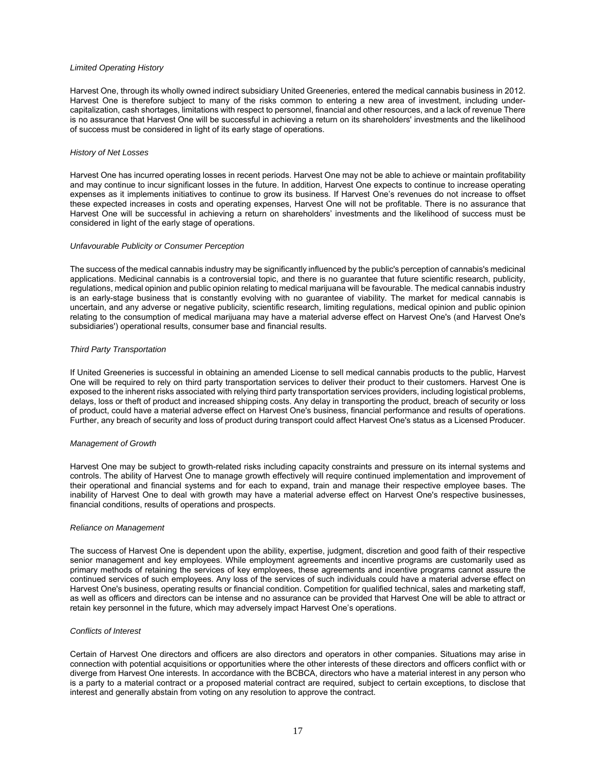*Limited Operating History*

Harvest One, through its wholly owned indirect subsidiary United Greeneries, entered the medical cannabis business in 2012. Harvest One is therefore subject to many of the risks common to entering a new area of investment, including under-capitalization, cash shortages, limitations with respect to personnel, financial and other resources, and a lack of revenue There is no assurance that Harvest One will be successful in achieving a return on its shareholders' investments and the likelihood of success must be considered in light of its early stage of operations.

*History of Net Losses*

Harvest One has incurred operating losses in recent periods. Harvest One may not be able to achieve or maintain profitability and may continue to incur significant losses in the future. In addition, Harvest One expects to continue to increase operating expenses as it implements initiatives to continue to grow its business. If Harvest One's revenues do not increase to offset these expected increases in costs and operating expenses, Harvest One will not be profitable. There is no assurance that Harvest One will be successful in achieving a return on shareholders' investments and the likelihood of success must be considered in light of the early stage of operations.

*Unfavourable Publicity or Consumer Perception*

The success of the medical cannabis industry may be significantly influenced by the public's perception of cannabis's medicinal applications. Medicinal cannabis is a controversial topic, and there is no guarantee that future scientific research, publicity, regulations, medical opinion and public opinion relating to medical marijuana will be favourable. The medical cannabis industry is an early-stage business that is constantly evolving with no guarantee of viability. The market for medical cannabis is uncertain, and any adverse or negative publicity, scientific research, limiting regulations, medical opinion and public opinion relating to the consumption of medical marijuana may have a material adverse effect on Harvest One's (and Harvest One's subsidiaries') operational results, consumer base and financial results.

*Third Party Transportation*

If United Greeneries is successful in obtaining an amended License to sell medical cannabis products to the public, Harvest One will be required to rely on third party transportation services to deliver their product to their customers. Harvest One is exposed to the inherent risks associated with relying third party transportation services providers, including logistical problems, delays, loss or theft of product and increased shipping costs. Any delay in transporting the product, breach of security or loss of product, could have a material adverse effect on Harvest One's business, financial performance and results of operations. Further, any breach of security and loss of product during transport could affect Harvest One's status as a Licensed Producer.

*Management of Growth*

Harvest One may be subject to growth-related risks including capacity constraints and pressure on its internal systems and controls. The ability of Harvest One to manage growth effectively will require continued implementation and improvement of their operational and financial systems and for each to expand, train and manage their respective employee bases. The inability of Harvest One to deal with growth may have a material adverse effect on Harvest One's respective businesses, financial conditions, results of operations and prospects.

*Reliance on Management*

The success of Harvest One is dependent upon the ability, expertise, judgment, discretion and good faith of their respective senior management and key employees. While employment agreements and incentive programs are customarily used as primary methods of retaining the services of key employees, these agreements and incentive programs cannot assure the continued services of such employees. Any loss of the services of such individuals could have a material adverse effect on Harvest One's business, operating results or financial condition. Competition for qualified technical, sales and marketing staff, as well as officers and directors can be intense and no assurance can be provided that Harvest One will be able to attract or retain key personnel in the future, which may adversely impact Harvest One's operations.

*Conflicts of Interest*

Certain of Harvest One directors and officers are also directors and operators in other companies. Situations may arise in connection with potential acquisitions or opportunities where the other interests of these directors and officers conflict with or diverge from Harvest One interests. In accordance with the BCBCA, directors who have a material interest in any person who is a party to a material contract or a proposed material contract are required, subject to certain exceptions, to disclose that interest and generally abstain from voting on any resolution to approve the contract.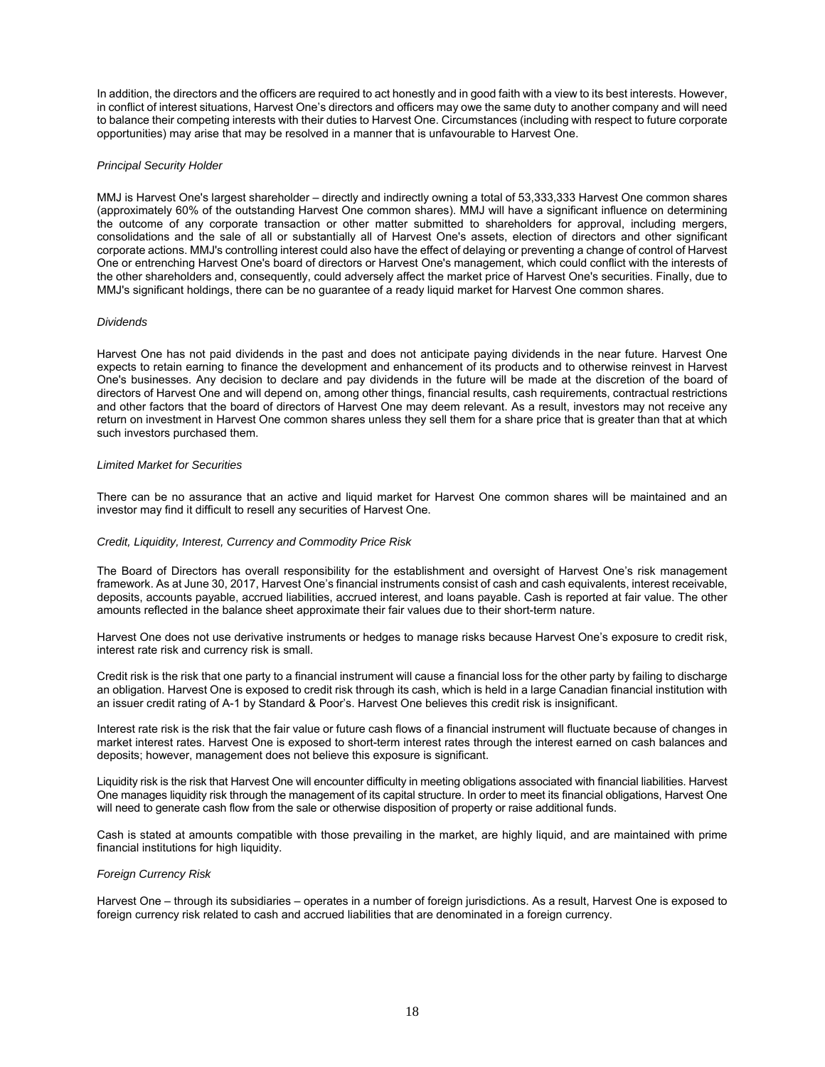In addition, the directors and the officers are required to act honestly and in good faith with a view to its best interests. However, in conflict of interest situations, Harvest One's directors and officers may owe the same duty to another company and will need to balance their competing interests with their duties to Harvest One. Circumstances (including with respect to future corporate opportunities) may arise that may be resolved in a manner that is unfavourable to Harvest One.

*Principal Security Holder*

MMJ is Harvest One's largest shareholder – directly and indirectly owning a total of 53,333,333 Harvest One common shares (approximately 60% of the outstanding Harvest One common shares). MMJ will have a significant influence on determining the outcome of any corporate transaction or other matter submitted to shareholders for approval, including mergers, consolidations and the sale of all or substantially all of Harvest One's assets, election of directors and other significant corporate actions. MMJ's controlling interest could also have the effect of delaying or preventing a change of control of Harvest One or entrenching Harvest One's board of directors or Harvest One's management, which could conflict with the interests of the other shareholders and, consequently, could adversely affect the market price of Harvest One's securities. Finally, due to MMJ's significant holdings, there can be no guarantee of a ready liquid market for Harvest One common shares.

*Dividends*

Harvest One has not paid dividends in the past and does not anticipate paying dividends in the near future. Harvest One expects to retain earning to finance the development and enhancement of its products and to otherwise reinvest in Harvest One's businesses. Any decision to declare and pay dividends in the future will be made at the discretion of the board of directors of Harvest One and will depend on, among other things, financial results, cash requirements, contractual restrictions and other factors that the board of directors of Harvest One may deem relevant. As a result, investors may not receive any return on investment in Harvest One common shares unless they sell them for a share price that is greater than that at which such investors purchased them.

*Limited Market for Securities*

There can be no assurance that an active and liquid market for Harvest One common shares will be maintained and an investor may find it difficult to resell any securities of Harvest One.

*Credit, Liquidity, Interest, Currency and Commodity Price Risk*

The Board of Directors has overall responsibility for the establishment and oversight of Harvest One's risk management framework. As at June 30, 2017, Harvest One's financial instruments consist of cash and cash equivalents, interest receivable, deposits, accounts payable, accrued liabilities, accrued interest, and loans payable. Cash is reported at fair value. The other amounts reflected in the balance sheet approximate their fair values due to their short-term nature.

Harvest One does not use derivative instruments or hedges to manage risks because Harvest One's exposure to credit risk, interest rate risk and currency risk is small.

Credit risk is the risk that one party to a financial instrument will cause a financial loss for the other party by failing to discharge an obligation. Harvest One is exposed to credit risk through its cash, which is held in a large Canadian financial institution with an issuer credit rating of A-1 by Standard & Poor's. Harvest One believes this credit risk is insignificant.

Interest rate risk is the risk that the fair value or future cash flows of a financial instrument will fluctuate because of changes in market interest rates. Harvest One is exposed to short-term interest rates through the interest earned on cash balances and deposits; however, management does not believe this exposure is significant.

Liquidity risk is the risk that Harvest One will encounter difficulty in meeting obligations associated with financial liabilities. Harvest One manages liquidity risk through the management of its capital structure. In order to meet its financial obligations, Harvest One will need to generate cash flow from the sale or otherwise disposition of property or raise additional funds.

Cash is stated at amounts compatible with those prevailing in the market, are highly liquid, and are maintained with prime financial institutions for high liquidity.

*Foreign Currency Risk*

Harvest One – through its subsidiaries – operates in a number of foreign jurisdictions. As a result, Harvest One is exposed to foreign currency risk related to cash and accrued liabilities that are denominated in a foreign currency.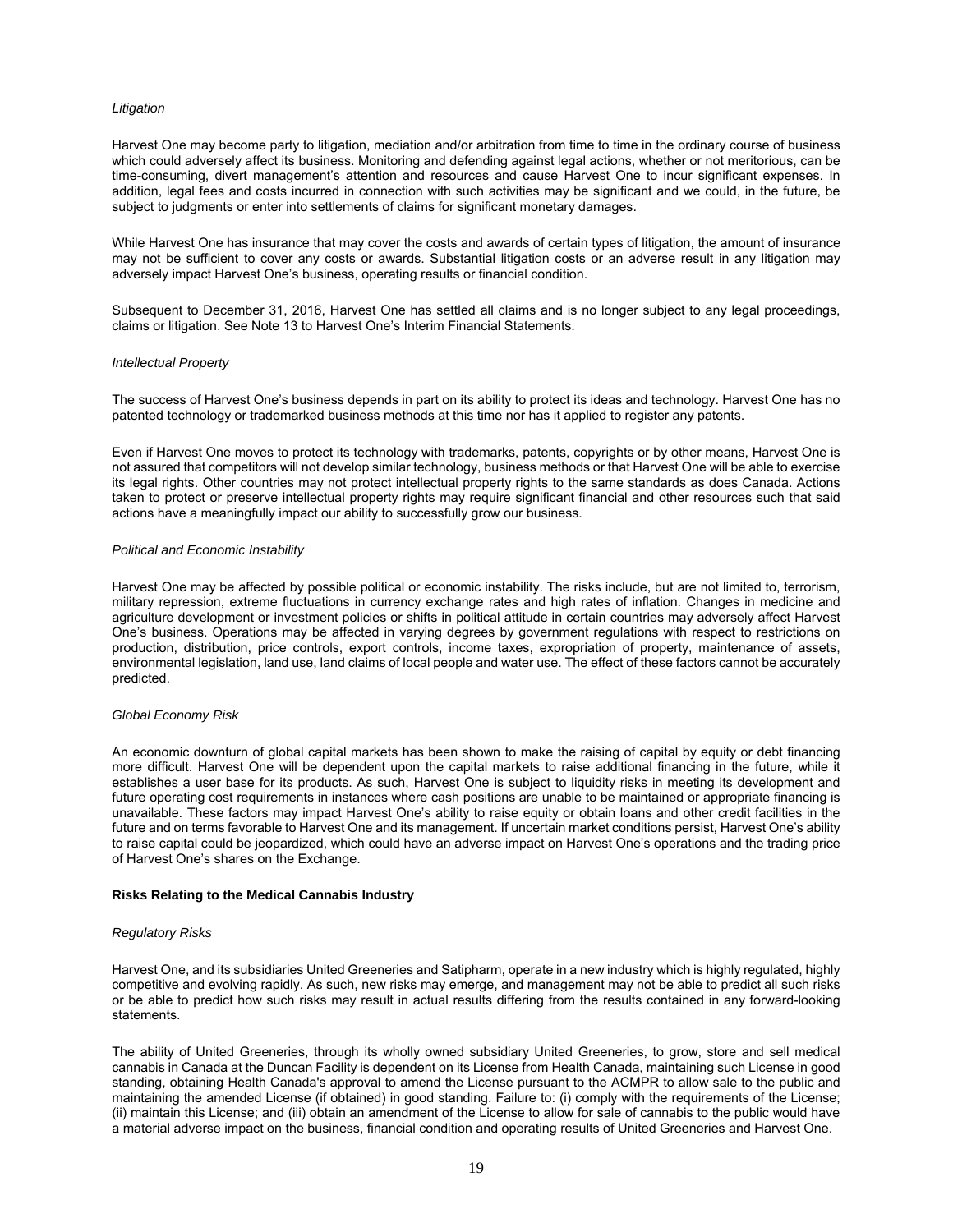*Litigation*

Harvest One may become party to litigation, mediation and/or arbitration from time to time in the ordinary course of business which could adversely affect its business. Monitoring and defending against legal actions, whether or not meritorious, can be time-consuming, divert management's attention and resources and cause Harvest One to incur significant expenses. In addition, legal fees and costs incurred in connection with such activities may be significant and we could, in the future, be subject to judgments or enter into settlements of claims for significant monetary damages.

While Harvest One has insurance that may cover the costs and awards of certain types of litigation, the amount of insurance may not be sufficient to cover any costs or awards. Substantial litigation costs or an adverse result in any litigation may adversely impact Harvest One's business, operating results or financial condition.

Subsequent to December 31, 2016, Harvest One has settled all claims and is no longer subject to any legal proceedings, claims or litigation. See Note 13 to Harvest One's Interim Financial Statements.

*Intellectual Property*

The success of Harvest One's business depends in part on its ability to protect its ideas and technology. Harvest One has no patented technology or trademarked business methods at this time nor has it applied to register any patents.

Even if Harvest One moves to protect its technology with trademarks, patents, copyrights or by other means, Harvest One is not assured that competitors will not develop similar technology, business methods or that Harvest One will be able to exercise its legal rights. Other countries may not protect intellectual property rights to the same standards as does Canada. Actions taken to protect or preserve intellectual property rights may require significant financial and other resources such that said actions have a meaningfully impact our ability to successfully grow our business.

*Political and Economic Instability*

Harvest One may be affected by possible political or economic instability. The risks include, but are not limited to, terrorism, military repression, extreme fluctuations in currency exchange rates and high rates of inflation. Changes in medicine and agriculture development or investment policies or shifts in political attitude in certain countries may adversely affect Harvest One's business. Operations may be affected in varying degrees by government regulations with respect to restrictions on production, distribution, price controls, export controls, income taxes, expropriation of property, maintenance of assets, environmental legislation, land use, land claims of local people and water use. The effect of these factors cannot be accurately predicted.

*Global Economy Risk*

An economic downturn of global capital markets has been shown to make the raising of capital by equity or debt financing more difficult. Harvest One will be dependent upon the capital markets to raise additional financing in the future, while it establishes a user base for its products. As such, Harvest One is subject to liquidity risks in meeting its development and future operating cost requirements in instances where cash positions are unable to be maintained or appropriate financing is unavailable. These factors may impact Harvest One's ability to raise equity or obtain loans and other credit facilities in the future and on terms favorable to Harvest One and its management. If uncertain market conditions persist, Harvest One's ability to raise capital could be jeopardized, which could have an adverse impact on Harvest One's operations and the trading price of Harvest One's shares on the Exchange.

**Risks Relating to the Medical Cannabis Industry**

*Regulatory Risks*

Harvest One, and its subsidiaries United Greeneries and Satipharm, operate in a new industry which is highly regulated, highly competitive and evolving rapidly. As such, new risks may emerge, and management may not be able to predict all such risks or be able to predict how such risks may result in actual results differing from the results contained in any forward-looking statements.

The ability of United Greeneries, through its wholly owned subsidiary United Greeneries, to grow, store and sell medical cannabis in Canada at the Duncan Facility is dependent on its License from Health Canada, maintaining such License in good standing, obtaining Health Canada's approval to amend the License pursuant to the ACMPR to allow sale to the public and maintaining the amended License (if obtained) in good standing. Failure to: (i) comply with the requirements of the License; (ii) maintain this License; and (iii) obtain an amendment of the License to allow for sale of cannabis to the public would have a material adverse impact on the business, financial condition and operating results of United Greeneries and Harvest One.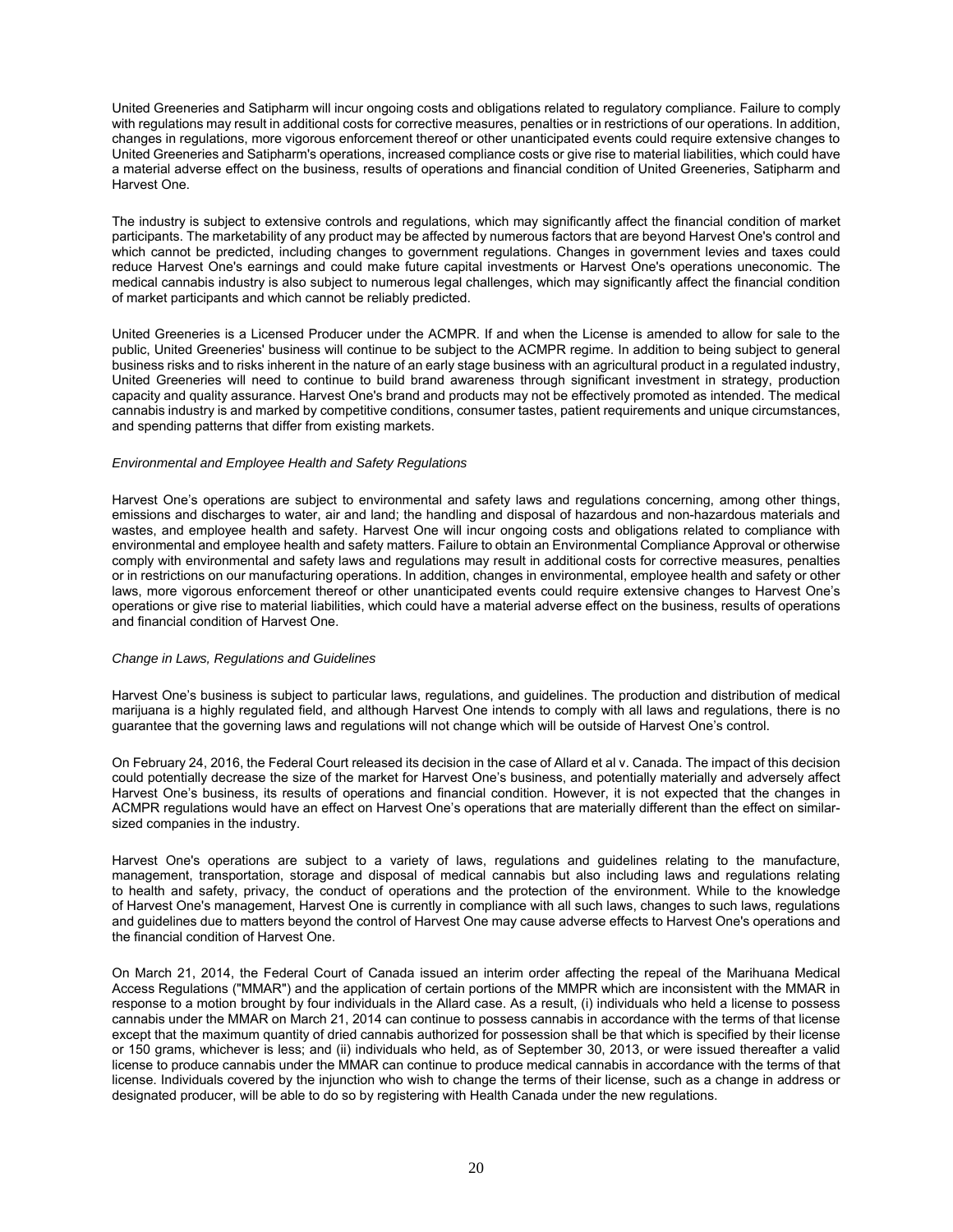United Greeneries and Satipharm will incur ongoing costs and obligations related to regulatory compliance. Failure to comply with regulations may result in additional costs for corrective measures, penalties or in restrictions of our operations. In addition, changes in regulations, more vigorous enforcement thereof or other unanticipated events could require extensive changes to United Greeneries and Satipharm's operations, increased compliance costs or give rise to material liabilities, which could have a material adverse effect on the business, results of operations and financial condition of United Greeneries, Satipharm and Harvest One.

The industry is subject to extensive controls and regulations, which may significantly affect the financial condition of market participants. The marketability of any product may be affected by numerous factors that are beyond Harvest One's control and which cannot be predicted, including changes to government regulations. Changes in government levies and taxes could reduce Harvest One's earnings and could make future capital investments or Harvest One's operations uneconomic. The medical cannabis industry is also subject to numerous legal challenges, which may significantly affect the financial condition of market participants and which cannot be reliably predicted.

United Greeneries is a Licensed Producer under the ACMPR. If and when the License is amended to allow for sale to the public, United Greeneries' business will continue to be subject to the ACMPR regime. In addition to being subject to general business risks and to risks inherent in the nature of an early stage business with an agricultural product in a regulated industry, United Greeneries will need to continue to build brand awareness through significant investment in strategy, production capacity and quality assurance. Harvest One's brand and products may not be effectively promoted as intended. The medical cannabis industry is and marked by competitive conditions, consumer tastes, patient requirements and unique circumstances, and spending patterns that differ from existing markets.

*Environmental and Employee Health and Safety Regulations*

Harvest One's operations are subject to environmental and safety laws and regulations concerning, among other things, emissions and discharges to water, air and land; the handling and disposal of hazardous and non-hazardous materials and wastes, and employee health and safety. Harvest One will incur ongoing costs and obligations related to compliance with environmental and employee health and safety matters. Failure to obtain an Environmental Compliance Approval or otherwise comply with environmental and safety laws and regulations may result in additional costs for corrective measures, penalties or in restrictions on our manufacturing operations. In addition, changes in environmental, employee health and safety or other laws, more vigorous enforcement thereof or other unanticipated events could require extensive changes to Harvest One's operations or give rise to material liabilities, which could have a material adverse effect on the business, results of operations and financial condition of Harvest One.

*Change in Laws, Regulations and Guidelines*

Harvest One's business is subject to particular laws, regulations, and guidelines. The production and distribution of medical marijuana is a highly regulated field, and although Harvest One intends to comply with all laws and regulations, there is no guarantee that the governing laws and regulations will not change which will be outside of Harvest One's control.

On February 24, 2016, the Federal Court released its decision in the case of Allard et al v. Canada. The impact of this decision could potentially decrease the size of the market for Harvest One's business, and potentially materially and adversely affect Harvest One's business, its results of operations and financial condition. However, it is not expected that the changes in ACMPR regulations would have an effect on Harvest One's operations that are materially different than the effect on similar-sized companies in the industry.

Harvest One's operations are subject to a variety of laws, regulations and guidelines relating to the manufacture, management, transportation, storage and disposal of medical cannabis but also including laws and regulations relating to health and safety, privacy, the conduct of operations and the protection of the environment. While to the knowledge of Harvest One's management, Harvest One is currently in compliance with all such laws, changes to such laws, regulations and guidelines due to matters beyond the control of Harvest One may cause adverse effects to Harvest One's operations and the financial condition of Harvest One.

On March 21, 2014, the Federal Court of Canada issued an interim order affecting the repeal of the Marihuana Medical Access Regulations ("MMAR") and the application of certain portions of the MMPR which are inconsistent with the MMAR in response to a motion brought by four individuals in the Allard case. As a result, (i) individuals who held a license to possess cannabis under the MMAR on March 21, 2014 can continue to possess cannabis in accordance with the terms of that license except that the maximum quantity of dried cannabis authorized for possession shall be that which is specified by their license or 150 grams, whichever is less; and (ii) individuals who held, as of September 30, 2013, or were issued thereafter a valid license to produce cannabis under the MMAR can continue to produce medical cannabis in accordance with the terms of that license. Individuals covered by the injunction who wish to change the terms of their license, such as a change in address or designated producer, will be able to do so by registering with Health Canada under the new regulations.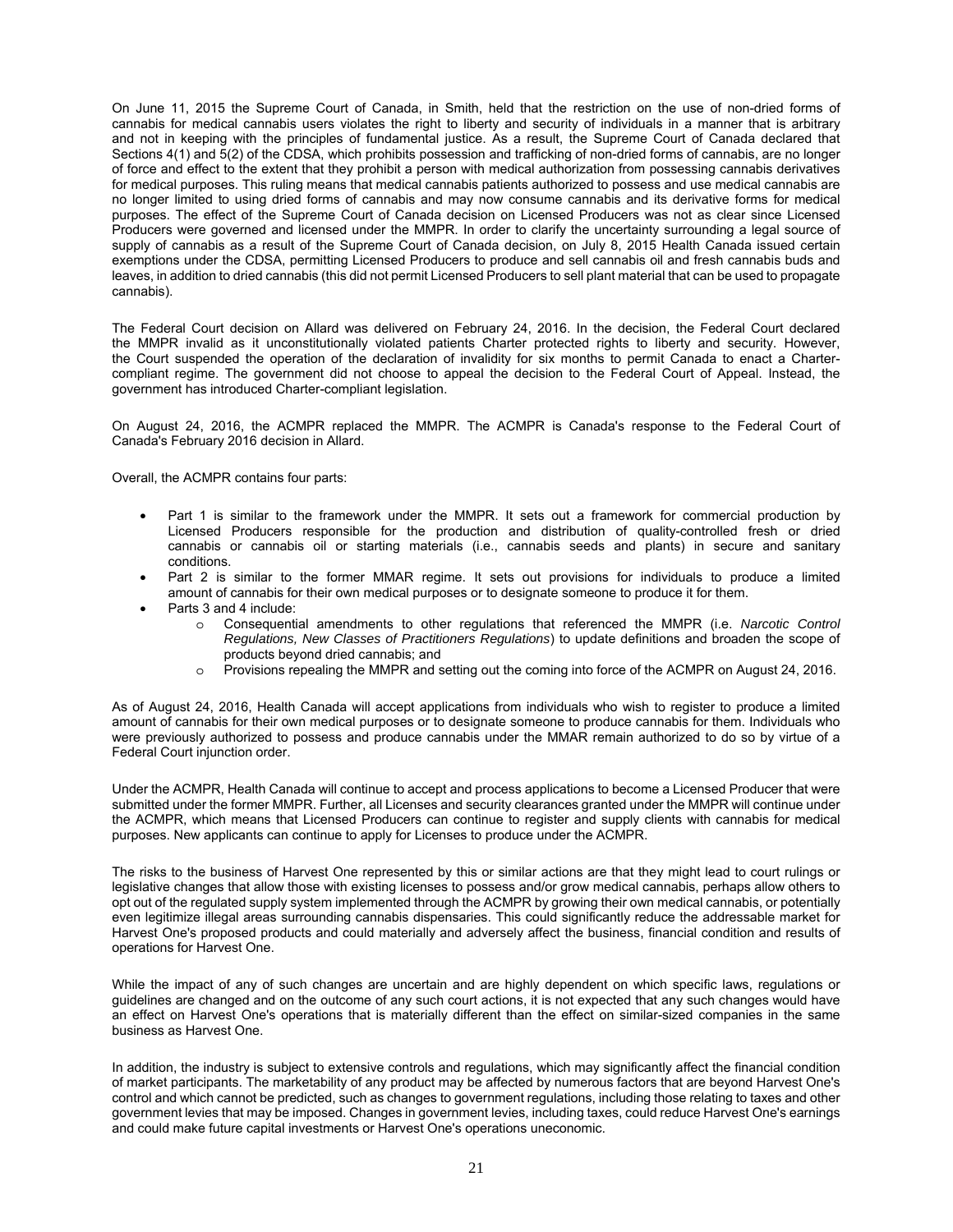On June 11, 2015 the Supreme Court of Canada, in Smith, held that the restriction on the use of non-dried forms of cannabis for medical cannabis users violates the right to liberty and security of individuals in a manner that is arbitrary and not in keeping with the principles of fundamental justice. As a result, the Supreme Court of Canada declared that Sections 4(1) and 5(2) of the CDSA, which prohibits possession and trafficking of non-dried forms of cannabis, are no longer of force and effect to the extent that they prohibit a person with medical authorization from possessing cannabis derivatives for medical purposes. This ruling means that medical cannabis patients authorized to possess and use medical cannabis are no longer limited to using dried forms of cannabis and may now consume cannabis and its derivative forms for medical purposes. The effect of the Supreme Court of Canada decision on Licensed Producers was not as clear since Licensed Producers were governed and licensed under the MMPR. In order to clarify the uncertainty surrounding a legal source of supply of cannabis as a result of the Supreme Court of Canada decision, on July 8, 2015 Health Canada issued certain exemptions under the CDSA, permitting Licensed Producers to produce and sell cannabis oil and fresh cannabis buds and leaves, in addition to dried cannabis (this did not permit Licensed Producers to sell plant material that can be used to propagate cannabis).

The Federal Court decision on Allard was delivered on February 24, 2016. In the decision, the Federal Court declared the MMPR invalid as it unconstitutionally violated patients Charter protected rights to liberty and security. However, the Court suspended the operation of the declaration of invalidity for six months to permit Canada to enact a Charter-compliant regime. The government did not choose to appeal the decision to the Federal Court of Appeal. Instead, the government has introduced Charter-compliant legislation.

On August 24, 2016, the ACMPR replaced the MMPR. The ACMPR is Canada's response to the Federal Court of Canada's February 2016 decision in Allard.

Overall, the ACMPR contains four parts:

- Part 1 is similar to the framework under the MMPR. It sets out a framework for commercial production by Licensed Producers responsible for the production and distribution of quality-controlled fresh or dried cannabis or cannabis oil or starting materials (i.e., cannabis seeds and plants) in secure and sanitary conditions.
- Part 2 is similar to the former MMAR regime. It sets out provisions for individuals to produce a limited amount of cannabis for their own medical purposes or to designate someone to produce it for them.
- Parts 3 and 4 include:
  - Consequential amendments to other regulations that referenced the MMPR (i.e. *Narcotic Control Regulations, New Classes of Practitioners Regulations*) to update definitions and broaden the scope of products beyond dried cannabis; and
  - Provisions repealing the MMPR and setting out the coming into force of the ACMPR on August 24, 2016.

As of August 24, 2016, Health Canada will accept applications from individuals who wish to register to produce a limited amount of cannabis for their own medical purposes or to designate someone to produce cannabis for them. Individuals who were previously authorized to possess and produce cannabis under the MMAR remain authorized to do so by virtue of a Federal Court injunction order.

Under the ACMPR, Health Canada will continue to accept and process applications to become a Licensed Producer that were submitted under the former MMPR. Further, all Licenses and security clearances granted under the MMPR will continue under the ACMPR, which means that Licensed Producers can continue to register and supply clients with cannabis for medical purposes. New applicants can continue to apply for Licenses to produce under the ACMPR.

The risks to the business of Harvest One represented by this or similar actions are that they might lead to court rulings or legislative changes that allow those with existing licenses to possess and/or grow medical cannabis, perhaps allow others to opt out of the regulated supply system implemented through the ACMPR by growing their own medical cannabis, or potentially even legitimize illegal areas surrounding cannabis dispensaries. This could significantly reduce the addressable market for Harvest One's proposed products and could materially and adversely affect the business, financial condition and results of operations for Harvest One.

While the impact of any of such changes are uncertain and are highly dependent on which specific laws, regulations or guidelines are changed and on the outcome of any such court actions, it is not expected that any such changes would have an effect on Harvest One's operations that is materially different than the effect on similar-sized companies in the same business as Harvest One.

In addition, the industry is subject to extensive controls and regulations, which may significantly affect the financial condition of market participants. The marketability of any product may be affected by numerous factors that are beyond Harvest One's control and which cannot be predicted, such as changes to government regulations, including those relating to taxes and other government levies that may be imposed. Changes in government levies, including taxes, could reduce Harvest One's earnings and could make future capital investments or Harvest One's operations uneconomic.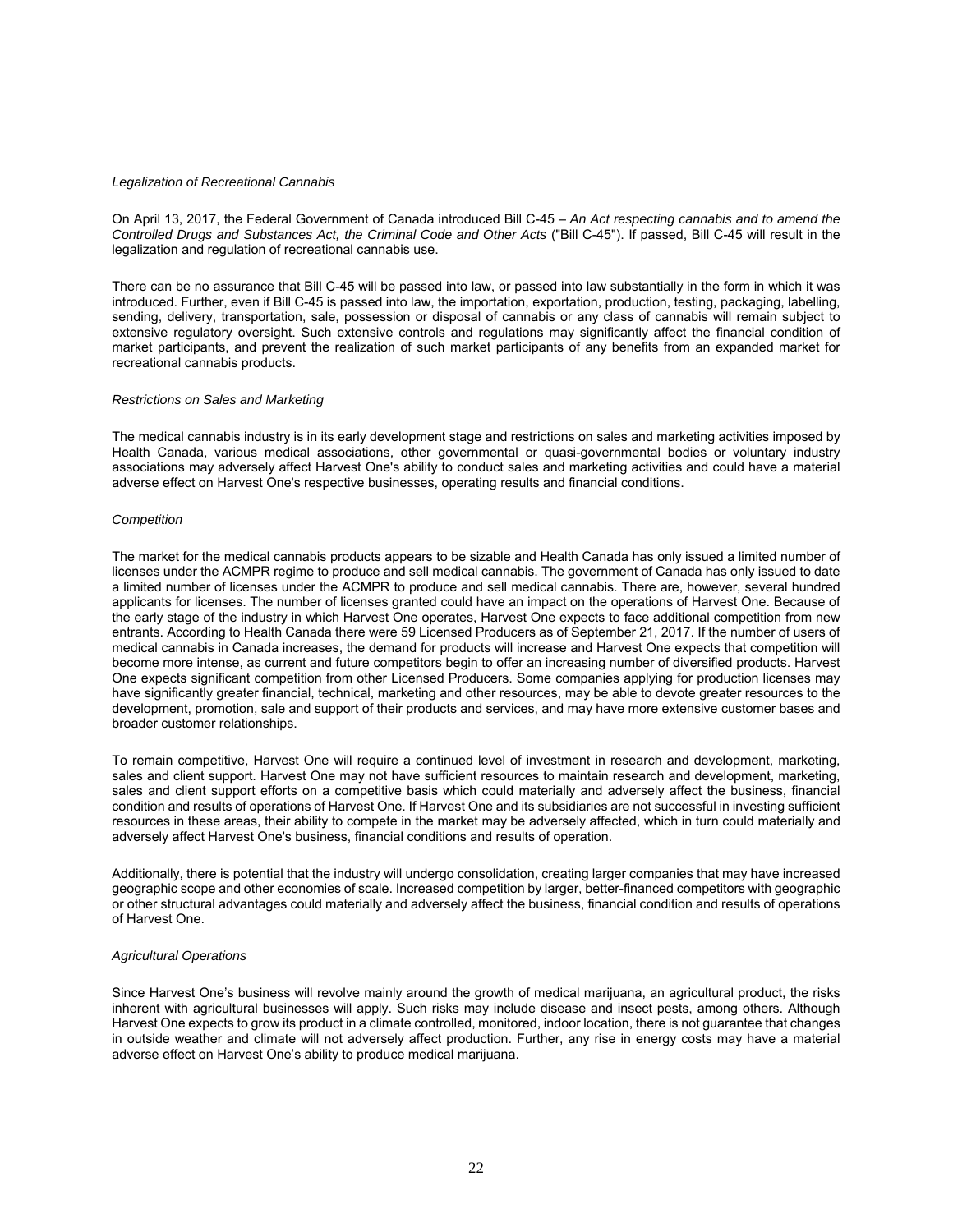*Legalization of Recreational Cannabis*

On April 13, 2017, the Federal Government of Canada introduced Bill C-45 – *An Act respecting cannabis and to amend the Controlled Drugs and Substances Act, the Criminal Code and Other Acts* ("Bill C-45"). If passed, Bill C-45 will result in the legalization and regulation of recreational cannabis use.

There can be no assurance that Bill C-45 will be passed into law, or passed into law substantially in the form in which it was introduced. Further, even if Bill C-45 is passed into law, the importation, exportation, production, testing, packaging, labelling, sending, delivery, transportation, sale, possession or disposal of cannabis or any class of cannabis will remain subject to extensive regulatory oversight. Such extensive controls and regulations may significantly affect the financial condition of market participants, and prevent the realization of such market participants of any benefits from an expanded market for recreational cannabis products.

*Restrictions on Sales and Marketing*

The medical cannabis industry is in its early development stage and restrictions on sales and marketing activities imposed by Health Canada, various medical associations, other governmental or quasi-governmental bodies or voluntary industry associations may adversely affect Harvest One's ability to conduct sales and marketing activities and could have a material adverse effect on Harvest One's respective businesses, operating results and financial conditions.

*Competition*

The market for the medical cannabis products appears to be sizable and Health Canada has only issued a limited number of licenses under the ACMPR regime to produce and sell medical cannabis. The government of Canada has only issued to date a limited number of licenses under the ACMPR to produce and sell medical cannabis. There are, however, several hundred applicants for licenses. The number of licenses granted could have an impact on the operations of Harvest One. Because of the early stage of the industry in which Harvest One operates, Harvest One expects to face additional competition from new entrants. According to Health Canada there were 59 Licensed Producers as of September 21, 2017. If the number of users of medical cannabis in Canada increases, the demand for products will increase and Harvest One expects that competition will become more intense, as current and future competitors begin to offer an increasing number of diversified products. Harvest One expects significant competition from other Licensed Producers. Some companies applying for production licenses may have significantly greater financial, technical, marketing and other resources, may be able to devote greater resources to the development, promotion, sale and support of their products and services, and may have more extensive customer bases and broader customer relationships.

To remain competitive, Harvest One will require a continued level of investment in research and development, marketing, sales and client support. Harvest One may not have sufficient resources to maintain research and development, marketing, sales and client support efforts on a competitive basis which could materially and adversely affect the business, financial condition and results of operations of Harvest One. If Harvest One and its subsidiaries are not successful in investing sufficient resources in these areas, their ability to compete in the market may be adversely affected, which in turn could materially and adversely affect Harvest One's business, financial conditions and results of operation.

Additionally, there is potential that the industry will undergo consolidation, creating larger companies that may have increased geographic scope and other economies of scale. Increased competition by larger, better-financed competitors with geographic or other structural advantages could materially and adversely affect the business, financial condition and results of operations of Harvest One.

*Agricultural Operations*

Since Harvest One's business will revolve mainly around the growth of medical marijuana, an agricultural product, the risks inherent with agricultural businesses will apply. Such risks may include disease and insect pests, among others. Although Harvest One expects to grow its product in a climate controlled, monitored, indoor location, there is not guarantee that changes in outside weather and climate will not adversely affect production. Further, any rise in energy costs may have a material adverse effect on Harvest One's ability to produce medical marijuana.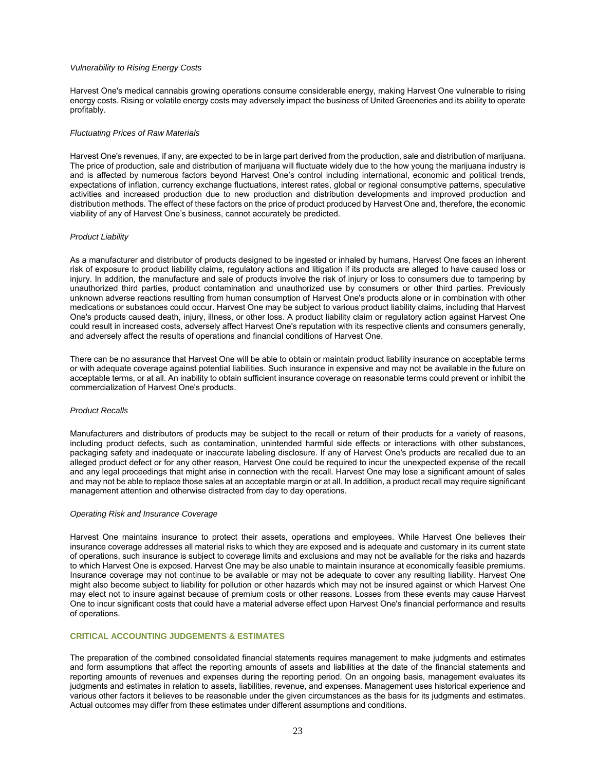*Vulnerability to Rising Energy Costs*

Harvest One's medical cannabis growing operations consume considerable energy, making Harvest One vulnerable to rising energy costs. Rising or volatile energy costs may adversely impact the business of United Greeneries and its ability to operate profitably.

*Fluctuating Prices of Raw Materials*

Harvest One's revenues, if any, are expected to be in large part derived from the production, sale and distribution of marijuana. The price of production, sale and distribution of marijuana will fluctuate widely due to the how young the marijuana industry is and is affected by numerous factors beyond Harvest One's control including international, economic and political trends, expectations of inflation, currency exchange fluctuations, interest rates, global or regional consumptive patterns, speculative activities and increased production due to new production and distribution developments and improved production and distribution methods. The effect of these factors on the price of product produced by Harvest One and, therefore, the economic viability of any of Harvest One's business, cannot accurately be predicted.

*Product Liability*

As a manufacturer and distributor of products designed to be ingested or inhaled by humans, Harvest One faces an inherent risk of exposure to product liability claims, regulatory actions and litigation if its products are alleged to have caused loss or injury. In addition, the manufacture and sale of products involve the risk of injury or loss to consumers due to tampering by unauthorized third parties, product contamination and unauthorized use by consumers or other third parties. Previously unknown adverse reactions resulting from human consumption of Harvest One's products alone or in combination with other medications or substances could occur. Harvest One may be subject to various product liability claims, including that Harvest One's products caused death, injury, illness, or other loss. A product liability claim or regulatory action against Harvest One could result in increased costs, adversely affect Harvest One's reputation with its respective clients and consumers generally, and adversely affect the results of operations and financial conditions of Harvest One.

There can be no assurance that Harvest One will be able to obtain or maintain product liability insurance on acceptable terms or with adequate coverage against potential liabilities. Such insurance in expensive and may not be available in the future on acceptable terms, or at all. An inability to obtain sufficient insurance coverage on reasonable terms could prevent or inhibit the commercialization of Harvest One's products.

*Product Recalls*

Manufacturers and distributors of products may be subject to the recall or return of their products for a variety of reasons, including product defects, such as contamination, unintended harmful side effects or interactions with other substances, packaging safety and inadequate or inaccurate labeling disclosure. If any of Harvest One's products are recalled due to an alleged product defect or for any other reason, Harvest One could be required to incur the unexpected expense of the recall and any legal proceedings that might arise in connection with the recall. Harvest One may lose a significant amount of sales and may not be able to replace those sales at an acceptable margin or at all. In addition, a product recall may require significant management attention and otherwise distracted from day to day operations.

*Operating Risk and Insurance Coverage*

Harvest One maintains insurance to protect their assets, operations and employees. While Harvest One believes their insurance coverage addresses all material risks to which they are exposed and is adequate and customary in its current state of operations, such insurance is subject to coverage limits and exclusions and may not be available for the risks and hazards to which Harvest One is exposed. Harvest One may be also unable to maintain insurance at economically feasible premiums. Insurance coverage may not continue to be available or may not be adequate to cover any resulting liability. Harvest One might also become subject to liability for pollution or other hazards which may not be insured against or which Harvest One may elect not to insure against because of premium costs or other reasons. Losses from these events may cause Harvest One to incur significant costs that could have a material adverse effect upon Harvest One's financial performance and results of operations.

## CRITICAL ACCOUNTING JUDGEMENTS & ESTIMATES

The preparation of the combined consolidated financial statements requires management to make judgments and estimates and form assumptions that affect the reporting amounts of assets and liabilities at the date of the financial statements and reporting amounts of revenues and expenses during the reporting period. On an ongoing basis, management evaluates its judgments and estimates in relation to assets, liabilities, revenue, and expenses. Management uses historical experience and various other factors it believes to be reasonable under the given circumstances as the basis for its judgments and estimates. Actual outcomes may differ from these estimates under different assumptions and conditions.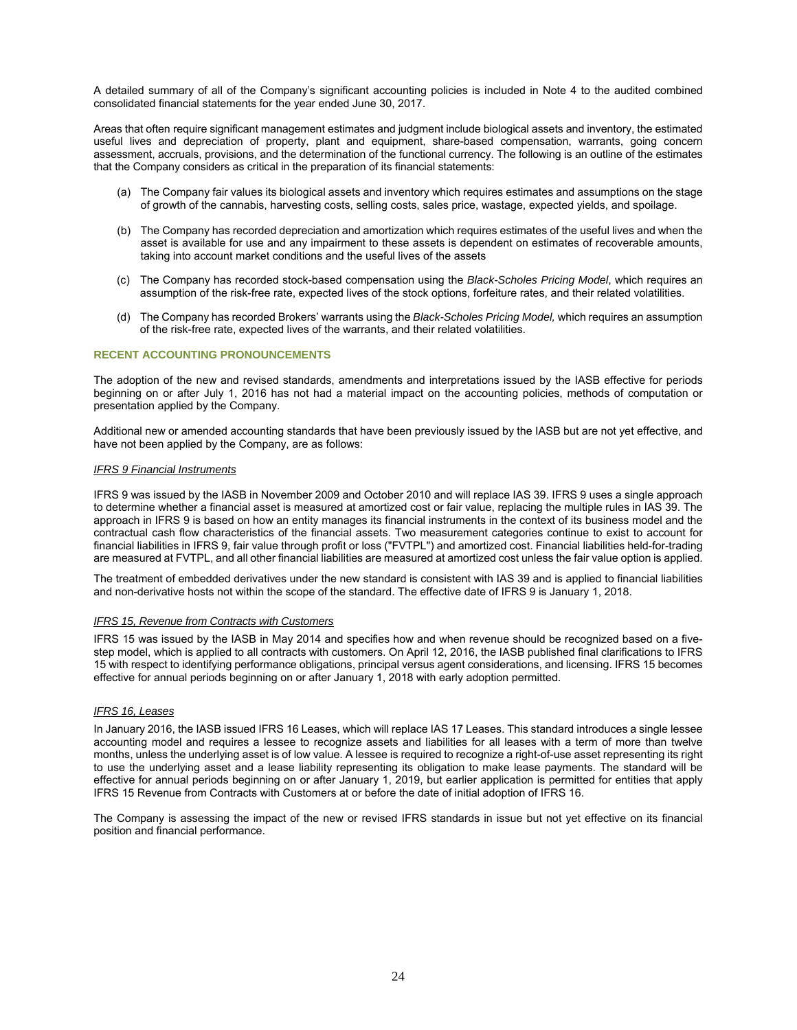A detailed summary of all of the Company's significant accounting policies is included in Note 4 to the audited combined consolidated financial statements for the year ended June 30, 2017.

Areas that often require significant management estimates and judgment include biological assets and inventory, the estimated useful lives and depreciation of property, plant and equipment, share-based compensation, warrants, going concern assessment, accruals, provisions, and the determination of the functional currency. The following is an outline of the estimates that the Company considers as critical in the preparation of its financial statements:

(a) The Company fair values its biological assets and inventory which requires estimates and assumptions on the stage of growth of the cannabis, harvesting costs, selling costs, sales price, wastage, expected yields, and spoilage.

(b) The Company has recorded depreciation and amortization which requires estimates of the useful lives and when the asset is available for use and any impairment to these assets is dependent on estimates of recoverable amounts, taking into account market conditions and the useful lives of the assets

(c) The Company has recorded stock-based compensation using the *Black-Scholes Pricing Model*, which requires an assumption of the risk-free rate, expected lives of the stock options, forfeiture rates, and their related volatilities.

(d) The Company has recorded Brokers' warrants using the *Black-Scholes Pricing Model,* which requires an assumption of the risk-free rate, expected lives of the warrants, and their related volatilities.

## RECENT ACCOUNTING PRONOUNCEMENTS

The adoption of the new and revised standards, amendments and interpretations issued by the IASB effective for periods beginning on or after July 1, 2016 has not had a material impact on the accounting policies, methods of computation or presentation applied by the Company.

Additional new or amended accounting standards that have been previously issued by the IASB but are not yet effective, and have not been applied by the Company, are as follows:

*IFRS 9 Financial Instruments*

IFRS 9 was issued by the IASB in November 2009 and October 2010 and will replace IAS 39. IFRS 9 uses a single approach to determine whether a financial asset is measured at amortized cost or fair value, replacing the multiple rules in IAS 39. The approach in IFRS 9 is based on how an entity manages its financial instruments in the context of its business model and the contractual cash flow characteristics of the financial assets. Two measurement categories continue to exist to account for financial liabilities in IFRS 9, fair value through profit or loss ("FVTPL") and amortized cost. Financial liabilities held-for-trading are measured at FVTPL, and all other financial liabilities are measured at amortized cost unless the fair value option is applied.

The treatment of embedded derivatives under the new standard is consistent with IAS 39 and is applied to financial liabilities and non-derivative hosts not within the scope of the standard. The effective date of IFRS 9 is January 1, 2018.

*IFRS 15, Revenue from Contracts with Customers*

IFRS 15 was issued by the IASB in May 2014 and specifies how and when revenue should be recognized based on a five-step model, which is applied to all contracts with customers. On April 12, 2016, the IASB published final clarifications to IFRS 15 with respect to identifying performance obligations, principal versus agent considerations, and licensing. IFRS 15 becomes effective for annual periods beginning on or after January 1, 2018 with early adoption permitted.

*IFRS 16, Leases*

In January 2016, the IASB issued IFRS 16 Leases, which will replace IAS 17 Leases. This standard introduces a single lessee accounting model and requires a lessee to recognize assets and liabilities for all leases with a term of more than twelve months, unless the underlying asset is of low value. A lessee is required to recognize a right-of-use asset representing its right to use the underlying asset and a lease liability representing its obligation to make lease payments. The standard will be effective for annual periods beginning on or after January 1, 2019, but earlier application is permitted for entities that apply IFRS 15 Revenue from Contracts with Customers at or before the date of initial adoption of IFRS 16.

The Company is assessing the impact of the new or revised IFRS standards in issue but not yet effective on its financial position and financial performance.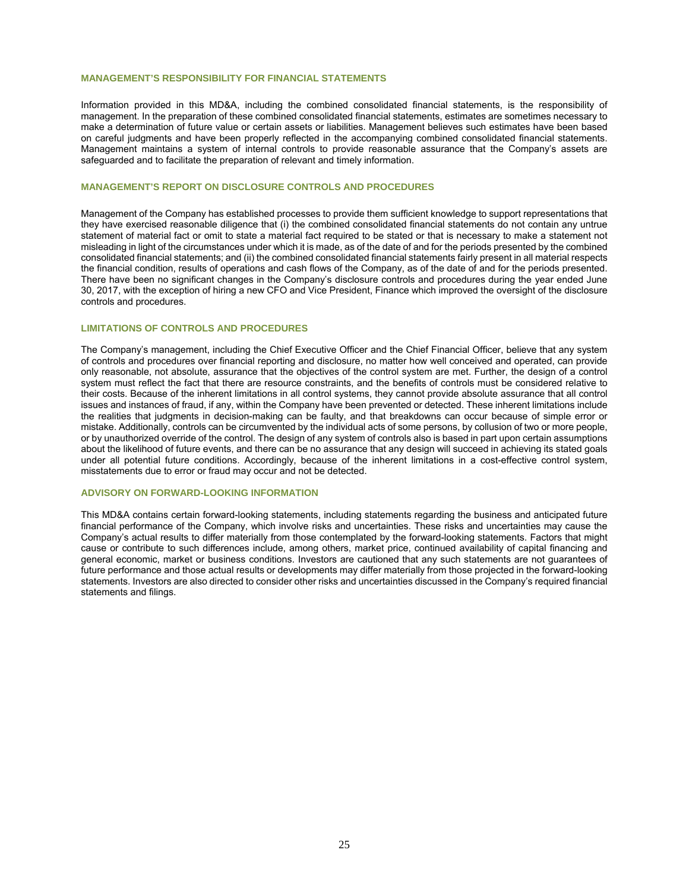## MANAGEMENT'S RESPONSIBILITY FOR FINANCIAL STATEMENTS

Information provided in this MD&A, including the combined consolidated financial statements, is the responsibility of management. In the preparation of these combined consolidated financial statements, estimates are sometimes necessary to make a determination of future value or certain assets or liabilities. Management believes such estimates have been based on careful judgments and have been properly reflected in the accompanying combined consolidated financial statements. Management maintains a system of internal controls to provide reasonable assurance that the Company's assets are safeguarded and to facilitate the preparation of relevant and timely information.

## MANAGEMENT'S REPORT ON DISCLOSURE CONTROLS AND PROCEDURES

Management of the Company has established processes to provide them sufficient knowledge to support representations that they have exercised reasonable diligence that (i) the combined consolidated financial statements do not contain any untrue statement of material fact or omit to state a material fact required to be stated or that is necessary to make a statement not misleading in light of the circumstances under which it is made, as of the date of and for the periods presented by the combined consolidated financial statements; and (ii) the combined consolidated financial statements fairly present in all material respects the financial condition, results of operations and cash flows of the Company, as of the date of and for the periods presented. There have been no significant changes in the Company's disclosure controls and procedures during the year ended June 30, 2017, with the exception of hiring a new CFO and Vice President, Finance which improved the oversight of the disclosure controls and procedures.

## LIMITATIONS OF CONTROLS AND PROCEDURES

The Company's management, including the Chief Executive Officer and the Chief Financial Officer, believe that any system of controls and procedures over financial reporting and disclosure, no matter how well conceived and operated, can provide only reasonable, not absolute, assurance that the objectives of the control system are met. Further, the design of a control system must reflect the fact that there are resource constraints, and the benefits of controls must be considered relative to their costs. Because of the inherent limitations in all control systems, they cannot provide absolute assurance that all control issues and instances of fraud, if any, within the Company have been prevented or detected. These inherent limitations include the realities that judgments in decision-making can be faulty, and that breakdowns can occur because of simple error or mistake. Additionally, controls can be circumvented by the individual acts of some persons, by collusion of two or more people, or by unauthorized override of the control. The design of any system of controls also is based in part upon certain assumptions about the likelihood of future events, and there can be no assurance that any design will succeed in achieving its stated goals under all potential future conditions. Accordingly, because of the inherent limitations in a cost-effective control system, misstatements due to error or fraud may occur and not be detected.

## ADVISORY ON FORWARD-LOOKING INFORMATION

This MD&A contains certain forward-looking statements, including statements regarding the business and anticipated future financial performance of the Company, which involve risks and uncertainties. These risks and uncertainties may cause the Company's actual results to differ materially from those contemplated by the forward-looking statements. Factors that might cause or contribute to such differences include, among others, market price, continued availability of capital financing and general economic, market or business conditions. Investors are cautioned that any such statements are not guarantees of future performance and those actual results or developments may differ materially from those projected in the forward-looking statements. Investors are also directed to consider other risks and uncertainties discussed in the Company's required financial statements and filings.